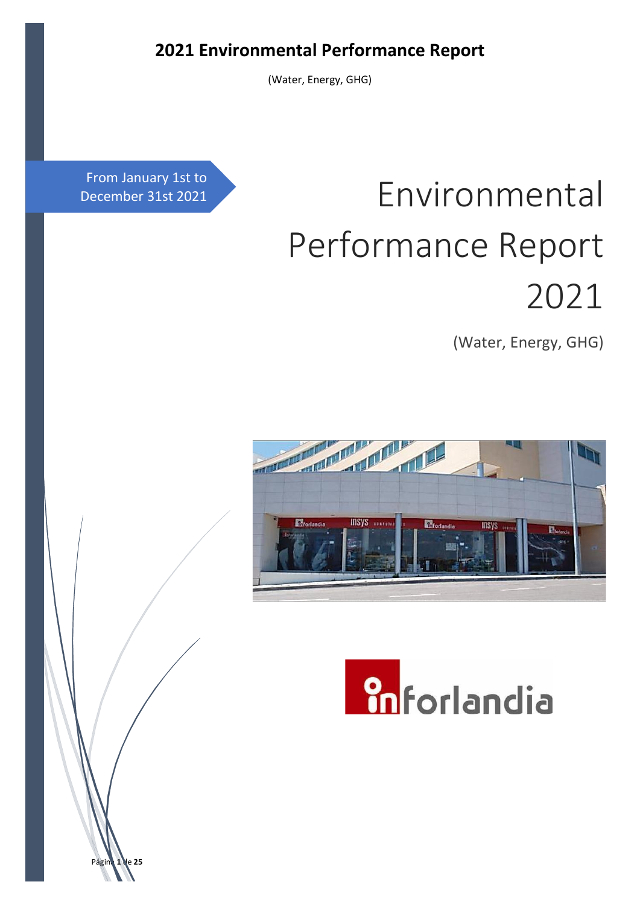**2021 Environmental Performance Report**

(Water, Energy, GHG)

From January 1st to December 31st 2021

# Environmental Performance Report 2021

(Water, Energy, GHG)

inforlandia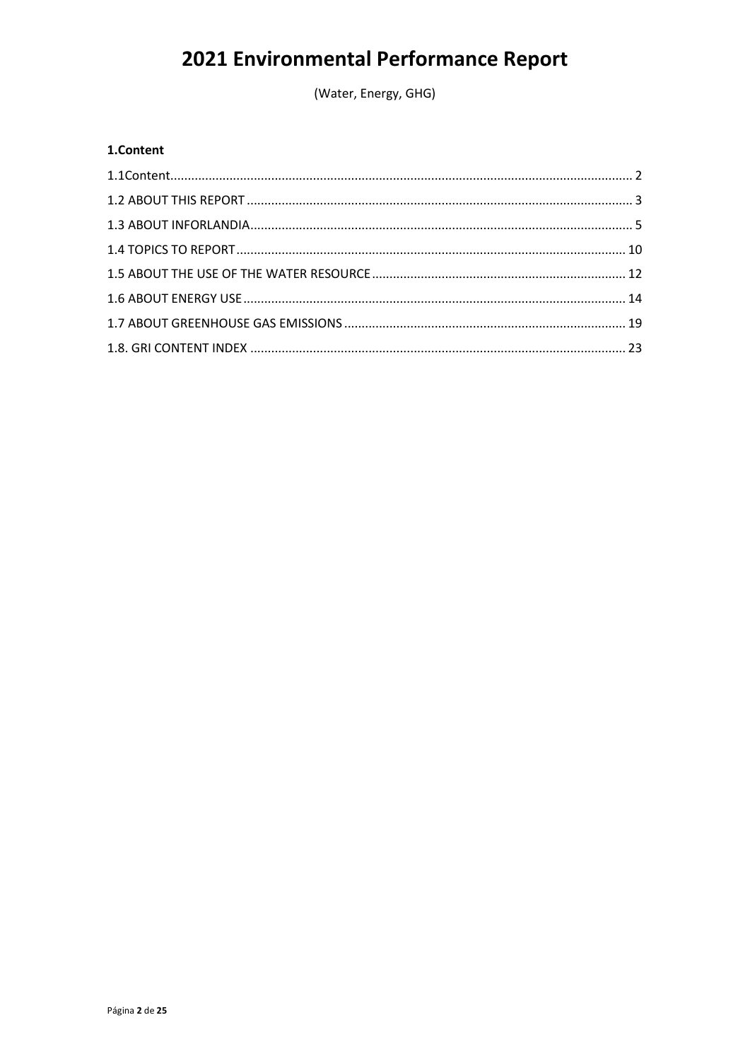# 2021 Environmental Performance Report

(Water, Energy, GHG)

### 1.Content

1.1Content.................................................................................................................................... 2

1.2 ABOUT THIS REPORT .............................................................................................................. 3

1.3 ABOUT INFORLANDIA............................................................................................................. 5

1.4 TOPICS TO REPORT ............................................................................................................... 10

1.5 ABOUT THE USE OF THE WATER RESOURCE ......................................................................... 12

1.6 ABOUT ENERGY USE ............................................................................................................. 14

1.7 ABOUT GREENHOUSE GAS EMISSIONS ................................................................................. 19

1.8. GRI CONTENT INDEX ........................................................................................................... 23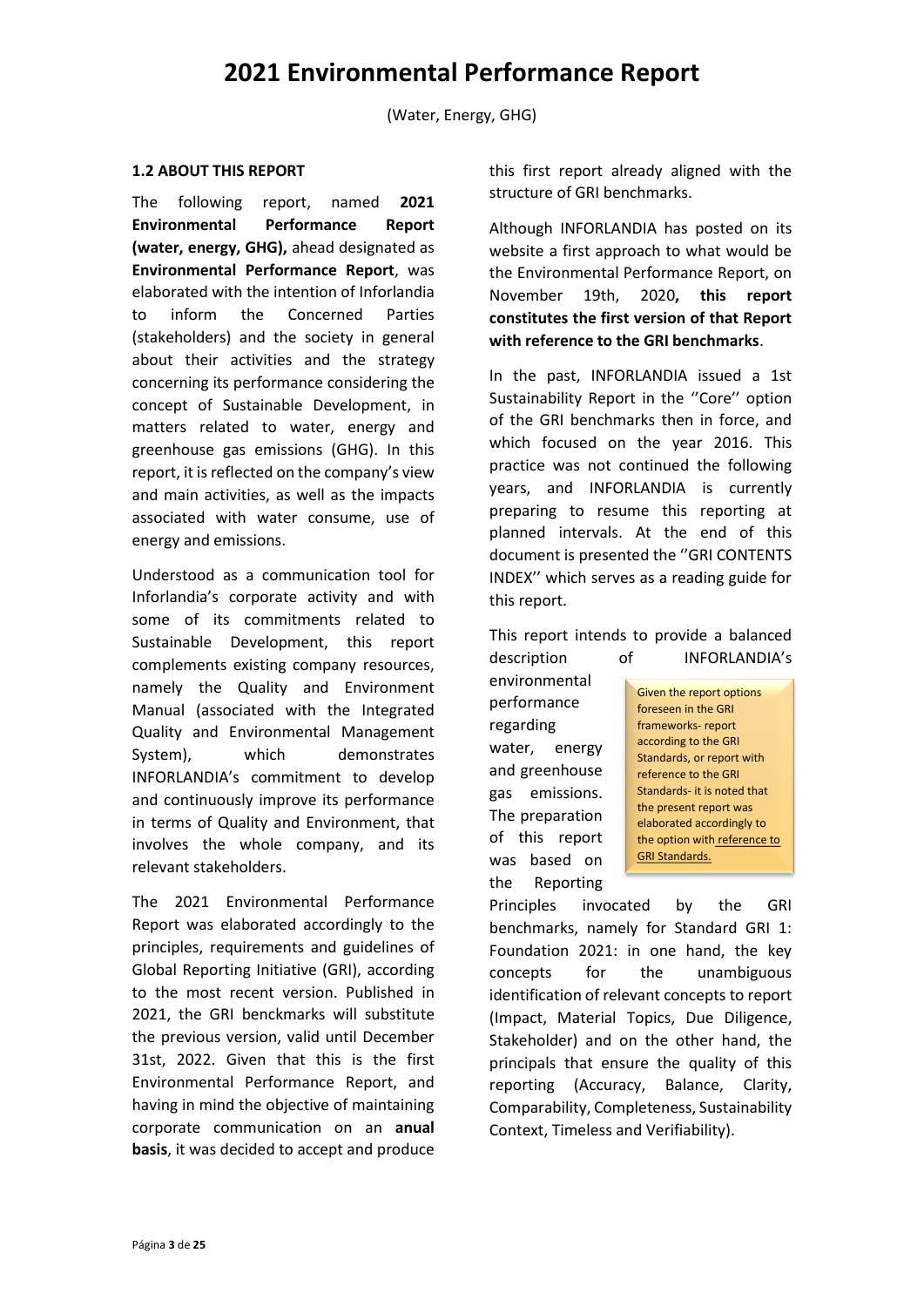// 2021 Environmental Performance Report

(Water, Energy, GHG)

**1.2 ABOUT THIS REPORT**

The following report, named **2021 Environmental Performance Report (water, energy, GHG),** ahead designated as **Environmental Performance Report**, was elaborated with the intention of Inforlandia to inform the Concerned Parties (stakeholders) and the society in general about their activities and the strategy concerning its performance considering the concept of Sustainable Development, in matters related to water, energy and greenhouse gas emissions (GHG). In this report, it is reflected on the company's view and main activities, as well as the impacts associated with water consume, use of energy and emissions.

Understood as a communication tool for Inforlandia's corporate activity and with some of its commitments related to Sustainable Development, this report complements existing company resources, namely the Quality and Environment Manual (associated with the Integrated Quality and Environmental Management System), which demonstrates INFORLANDIA's commitment to develop and continuously improve its performance in terms of Quality and Environment, that involves the whole company, and its relevant stakeholders.

The 2021 Environmental Performance Report was elaborated accordingly to the principles, requirements and guidelines of Global Reporting Initiative (GRI), according to the most recent version. Published in 2021, the GRI benckmarks will substitute the previous version, valid until December 31st, 2022. Given that this is the first Environmental Performance Report, and having in mind the objective of maintaining corporate communication on an **anual basis**, it was decided to accept and produce this first report already aligned with the structure of GRI benchmarks.

Although INFORLANDIA has posted on its website a first approach to what would be the Environmental Performance Report, on November 19th, 2020**, this report constitutes the first version of that Report with reference to the GRI benchmarks**.

In the past, INFORLANDIA issued a 1st Sustainability Report in the ''Core'' option of the GRI benchmarks then in force, and which focused on the year 2016. This practice was not continued the following years, and INFORLANDIA is currently preparing to resume this reporting at planned intervals. At the end of this document is presented the ''GRI CONTENTS INDEX'' which serves as a reading guide for this report.

This report intends to provide a balanced description of INFORLANDIA's environmental performance regarding water, energy and greenhouse gas emissions. The preparation of this report was based on the Reporting Principles invocated by the GRI benchmarks, namely for Standard GRI 1: Foundation 2021: in one hand, the key concepts for the unambiguous identification of relevant concepts to report (Impact, Material Topics, Due Diligence, Stakeholder) and on the other hand, the principals that ensure the quality of this reporting (Accuracy, Balance, Clarity, Comparability, Completeness, Sustainability Context, Timeless and Verifiability).

> Given the report options foreseen in the GRI frameworks- report according to the GRI Standards, or report with reference to the GRI Standards- it is noted that the present report was elaborated accordingly to the option with reference to GRI Standards.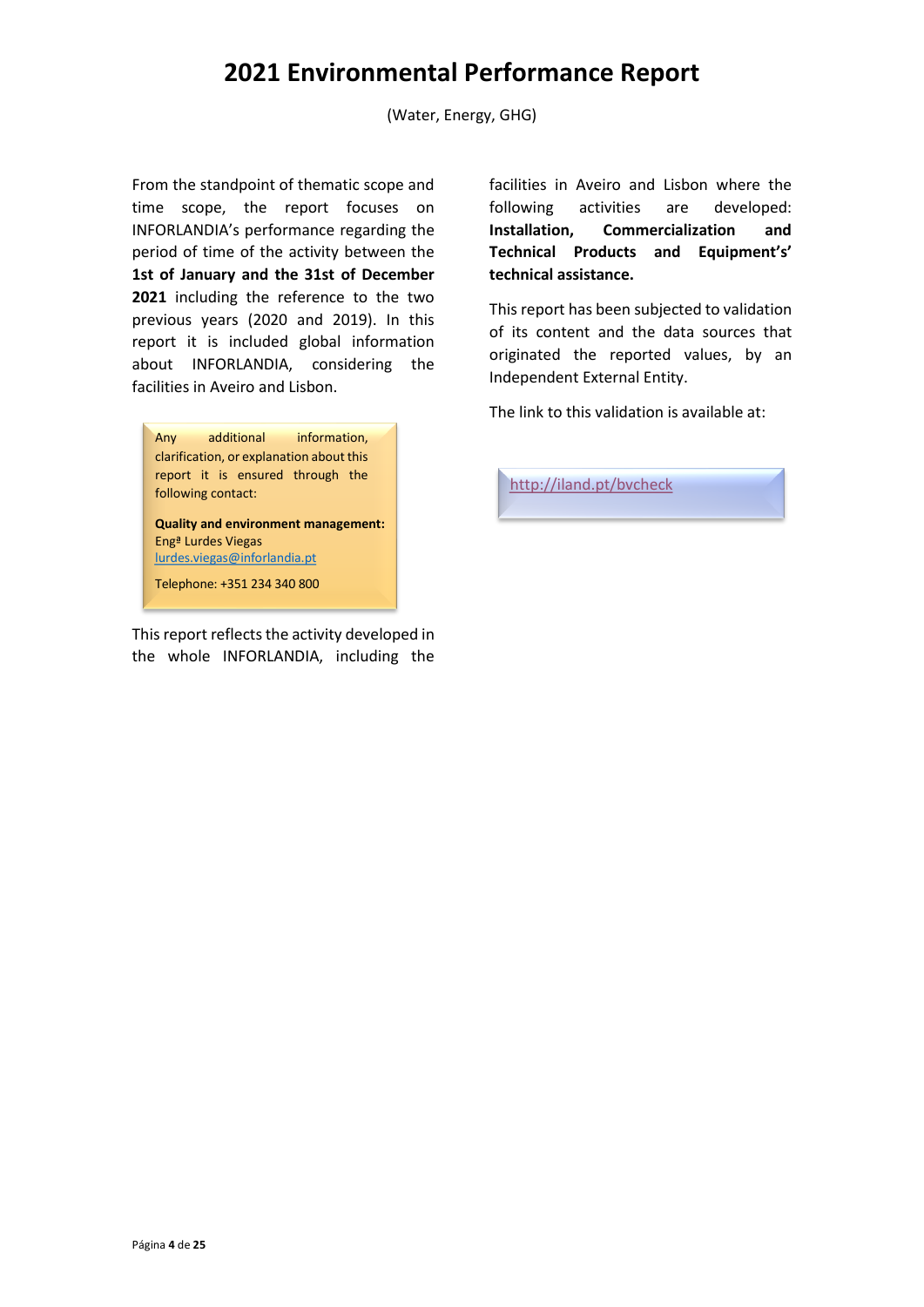# 2021 Environmental Performance Report

(Water, Energy, GHG)

From the standpoint of thematic scope and time scope, the report focuses on INFORLANDIA's performance regarding the period of time of the activity between the **1st of January and the 31st of December 2021** including the reference to the two previous years (2020 and 2019). In this report it is included global information about INFORLANDIA, considering the facilities in Aveiro and Lisbon.

Any additional information, clarification, or explanation about this report it is ensured through the following contact:

**Quality and environment management:**
Engª Lurdes Viegas
lurdes.viegas@inforlandia.pt

Telephone: +351 234 340 800

This report reflects the activity developed in the whole INFORLANDIA, including the facilities in Aveiro and Lisbon where the following activities are developed: **Installation, Commercialization and Technical Products and Equipment's' technical assistance.**

This report has been subjected to validation of its content and the data sources that originated the reported values, by an Independent External Entity.

The link to this validation is available at:

http://iland.pt/bvcheck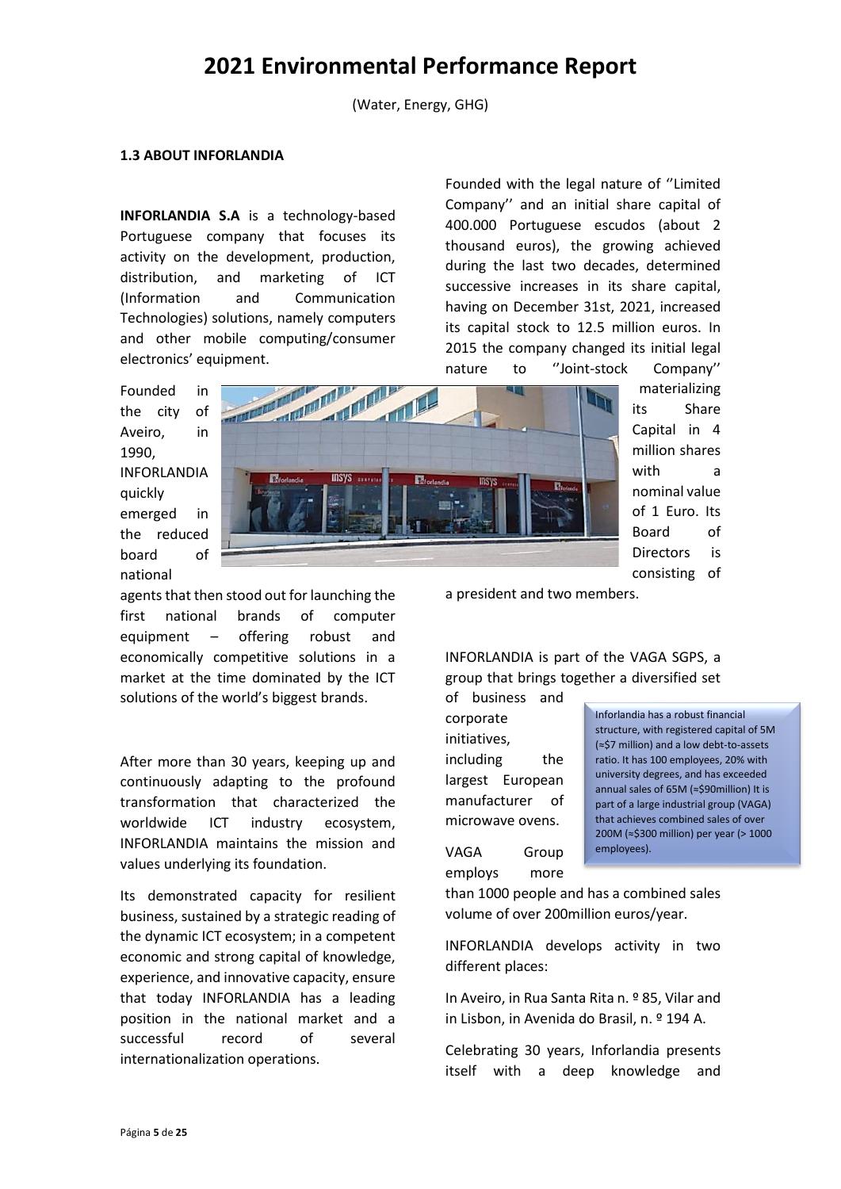# 2021 Environmental Performance Report

(Water, Energy, GHG)

### 1.3 ABOUT INFORLANDIA

**INFORLANDIA S.A** is a technology-based Portuguese company that focuses its activity on the development, production, distribution, and marketing of ICT (Information and Communication Technologies) solutions, namely computers and other mobile computing/consumer electronics' equipment.

Founded in the city of Aveiro, in 1990, INFORLANDIA quickly emerged in the reduced board of national agents that then stood out for launching the first national brands of computer equipment – offering robust and economically competitive solutions in a market at the time dominated by the ICT solutions of the world's biggest brands.

After more than 30 years, keeping up and continuously adapting to the profound transformation that characterized the worldwide ICT industry ecosystem, INFORLANDIA maintains the mission and values underlying its foundation.

Its demonstrated capacity for resilient business, sustained by a strategic reading of the dynamic ICT ecosystem; in a competent economic and strong capital of knowledge, experience, and innovative capacity, ensure that today INFORLANDIA has a leading position in the national market and a successful record of several internationalization operations.

Founded with the legal nature of ''Limited Company'' and an initial share capital of 400.000 Portuguese escudos (about 2 thousand euros), the growing achieved during the last two decades, determined successive increases in its share capital, having on December 31st, 2021, increased its capital stock to 12.5 million euros. In 2015 the company changed its initial legal nature to ''Joint-stock Company'' materializing its Share Capital in 4 million shares with a nominal value of 1 Euro. Its Board of Directors is consisting of a president and two members.

INFORLANDIA is part of the VAGA SGPS, a group that brings together a diversified set of business and corporate initiatives, including the largest European manufacturer of microwave ovens.

> Inforlandia has a robust financial structure, with registered capital of 5M (≈$7 million) and a low debt-to-assets ratio. It has 100 employees, 20% with university degrees, and has exceeded annual sales of 65M (≈$90million) It is part of a large industrial group (VAGA) that achieves combined sales of over 200M (≈$300 million) per year (> 1000 employees).

VAGA Group employs more than 1000 people and has a combined sales volume of over 200million euros/year.

INFORLANDIA develops activity in two different places:

In Aveiro, in Rua Santa Rita n. º 85, Vilar and in Lisbon, in Avenida do Brasil, n. º 194 A.

Celebrating 30 years, Inforlandia presents itself with a deep knowledge and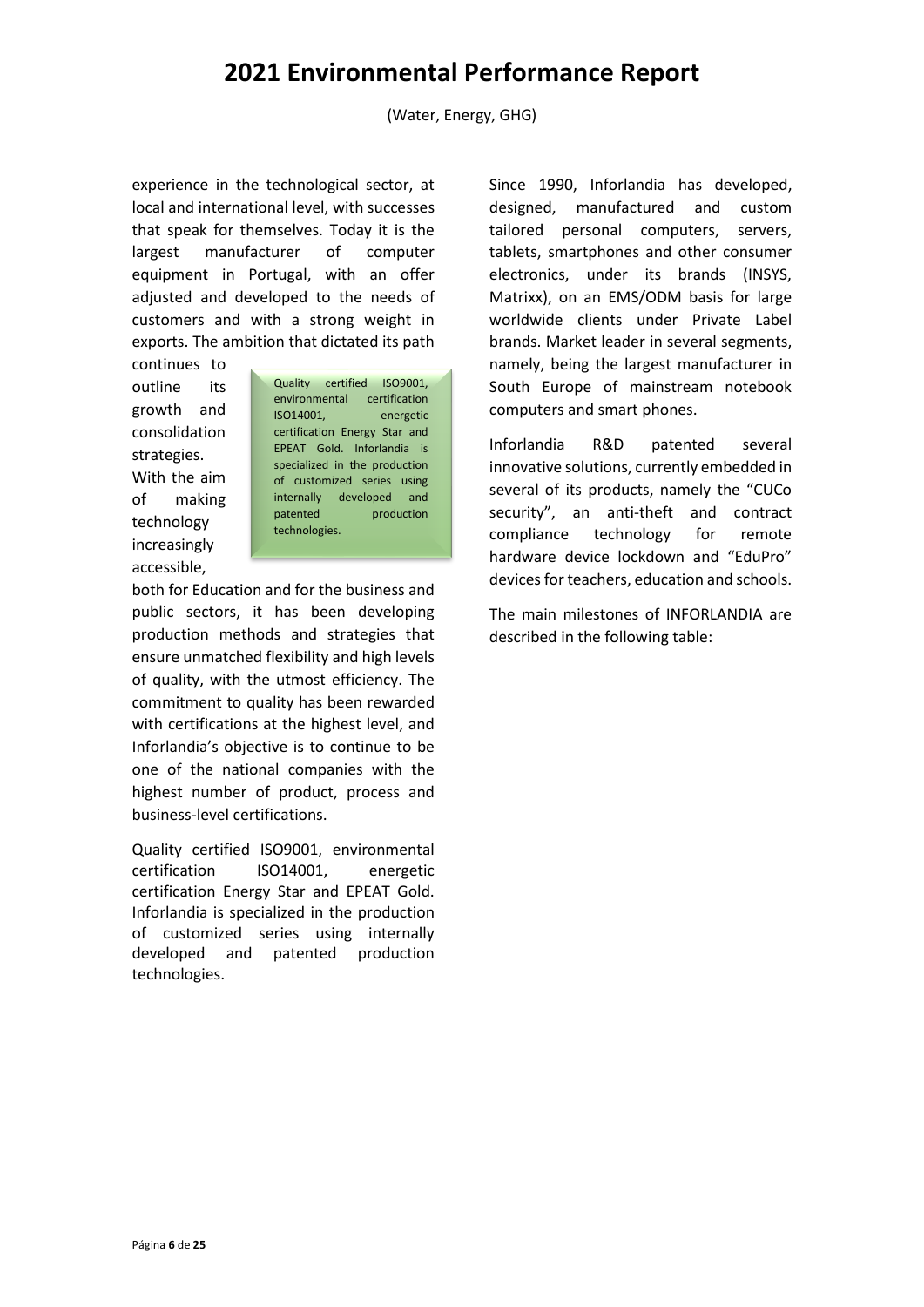experience in the technological sector, at local and international level, with successes that speak for themselves. Today it is the largest manufacturer of computer equipment in Portugal, with an offer adjusted and developed to the needs of customers and with a strong weight in exports. The ambition that dictated its path continues to outline its growth and consolidation strategies. With the aim of making technology increasingly accessible, both for Education and for the business and public sectors, it has been developing production methods and strategies that ensure unmatched flexibility and high levels of quality, with the utmost efficiency. The commitment to quality has been rewarded with certifications at the highest level, and Inforlandia's objective is to continue to be one of the national companies with the highest number of product, process and business-level certifications.

> Quality certified ISO9001, environmental certification ISO14001, energetic certification Energy Star and EPEAT Gold. Inforlandia is specialized in the production of customized series using internally developed and patented production technologies.

Quality certified ISO9001, environmental certification ISO14001, energetic certification Energy Star and EPEAT Gold. Inforlandia is specialized in the production of customized series using internally developed and patented production technologies.

Since 1990, Inforlandia has developed, designed, manufactured and custom tailored personal computers, servers, tablets, smartphones and other consumer electronics, under its brands (INSYS, Matrixx), on an EMS/ODM basis for large worldwide clients under Private Label brands. Market leader in several segments, namely, being the largest manufacturer in South Europe of mainstream notebook computers and smart phones.

Inforlandia R&D patented several innovative solutions, currently embedded in several of its products, namely the "CUCo security", an anti-theft and contract compliance technology for remote hardware device lockdown and "EduPro" devices for teachers, education and schools.

The main milestones of INFORLANDIA are described in the following table: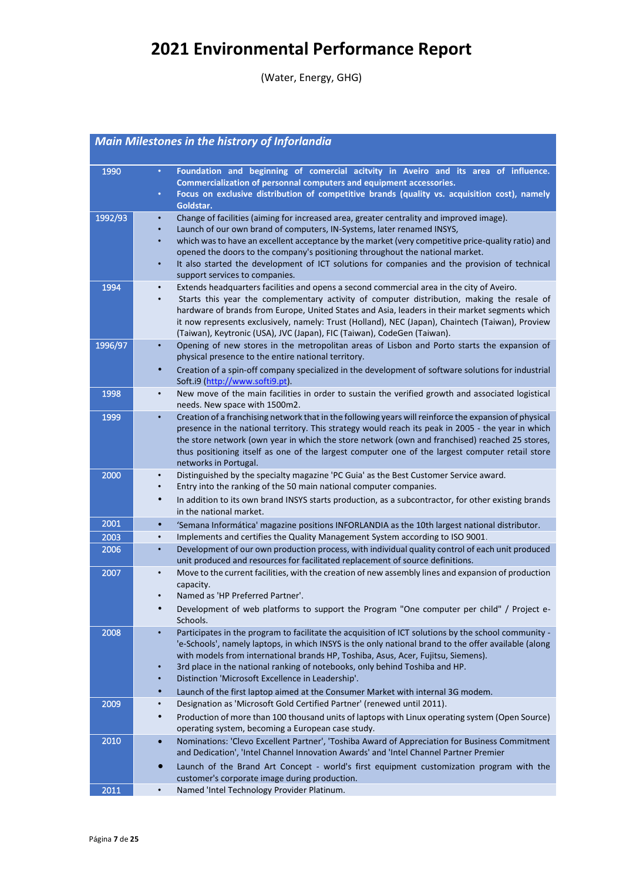# 2021 Environmental Performance Report

(Water, Energy, GHG)

| *Main Milestones in the history of Inforlandia* | |
|---|---|
| 1990 | • **Foundation and beginning of comercial acitvity in Aveiro and its area of influence. Commercialization of personnal computers and equipment accessories.**<br>• **Focus on exclusive distribution of competitive brands (quality vs. acquisition cost), namely Goldstar.** |
| 1992/93 | • Change of facilities (aiming for increased area, greater centrality and improved image).<br>• Launch of our own brand of computers, IN-Systems, later renamed INSYS,<br>• which was to have an excellent acceptance by the market (very competitive price-quality ratio) and opened the doors to the company's positioning throughout the national market.<br>• It also started the development of ICT solutions for companies and the provision of technical support services to companies. |
| 1994 | • Extends headquarters facilities and opens a second commercial area in the city of Aveiro.<br>• Starts this year the complementary activity of computer distribution, making the resale of hardware of brands from Europe, United States and Asia, leaders in their market segments which it now represents exclusively, namely: Trust (Holland), NEC (Japan), Chaintech (Taiwan), Proview (Taiwan), Keytronic (USA), JVC (Japan), FIC (Taiwan), CodeGen (Taiwan). |
| 1996/97 | • Opening of new stores in the metropolitan areas of Lisbon and Porto starts the expansion of physical presence to the entire national territory.<br>• Creation of a spin-off company specialized in the development of software solutions for industrial Soft.i9 (http://www.softi9.pt). |
| 1998 | • New move of the main facilities in order to sustain the verified growth and associated logistical needs. New space with 1500m2. |
| 1999 | • Creation of a franchising network that in the following years will reinforce the expansion of physical presence in the national territory. This strategy would reach its peak in 2005 - the year in which the store network (own year in which the store network (own and franchised) reached 25 stores, thus positioning itself as one of the largest computer one of the largest computer retail store networks in Portugal. |
| 2000 | • Distinguished by the specialty magazine 'PC Guia' as the Best Customer Service award.<br>• Entry into the ranking of the 50 main national computer companies.<br>• In addition to its own brand INSYS starts production, as a subcontractor, for other existing brands in the national market. |
| 2001 | • 'Semana Informática' magazine positions INFORLANDIA as the 10th largest national distributor. |
| 2003 | • Implements and certifies the Quality Management System according to ISO 9001. |
| 2006 | • Development of our own production process, with individual quality control of each unit produced unit produced and resources for facilitated replacement of source definitions. |
| 2007 | • Move to the current facilities, with the creation of new assembly lines and expansion of production capacity.<br>• Named as 'HP Preferred Partner'.<br>• Development of web platforms to support the Program "One computer per child" / Project e-Schools. |
| 2008 | • Participates in the program to facilitate the acquisition of ICT solutions by the school community - 'e-Schools', namely laptops, in which INSYS is the only national brand to the offer available (along with models from international brands HP, Toshiba, Asus, Acer, Fujitsu, Siemens).<br>• 3rd place in the national ranking of notebooks, only behind Toshiba and HP.<br>• Distinction 'Microsoft Excellence in Leadership'.<br>• Launch of the first laptop aimed at the Consumer Market with internal 3G modem. |
| 2009 | • Designation as 'Microsoft Gold Certified Partner' (renewed until 2011).<br>• Production of more than 100 thousand units of laptops with Linux operating system (Open Source) operating system, becoming a European case study. |
| 2010 | • Nominations: 'Clevo Excellent Partner', 'Toshiba Award of Appreciation for Business Commitment and Dedication', 'Intel Channel Innovation Awards' and 'Intel Channel Partner Premier<br>• Launch of the Brand Art Concept - world's first equipment customization program with the customer's corporate image during production. |
| 2011 | • Named 'Intel Technology Provider Platinum. |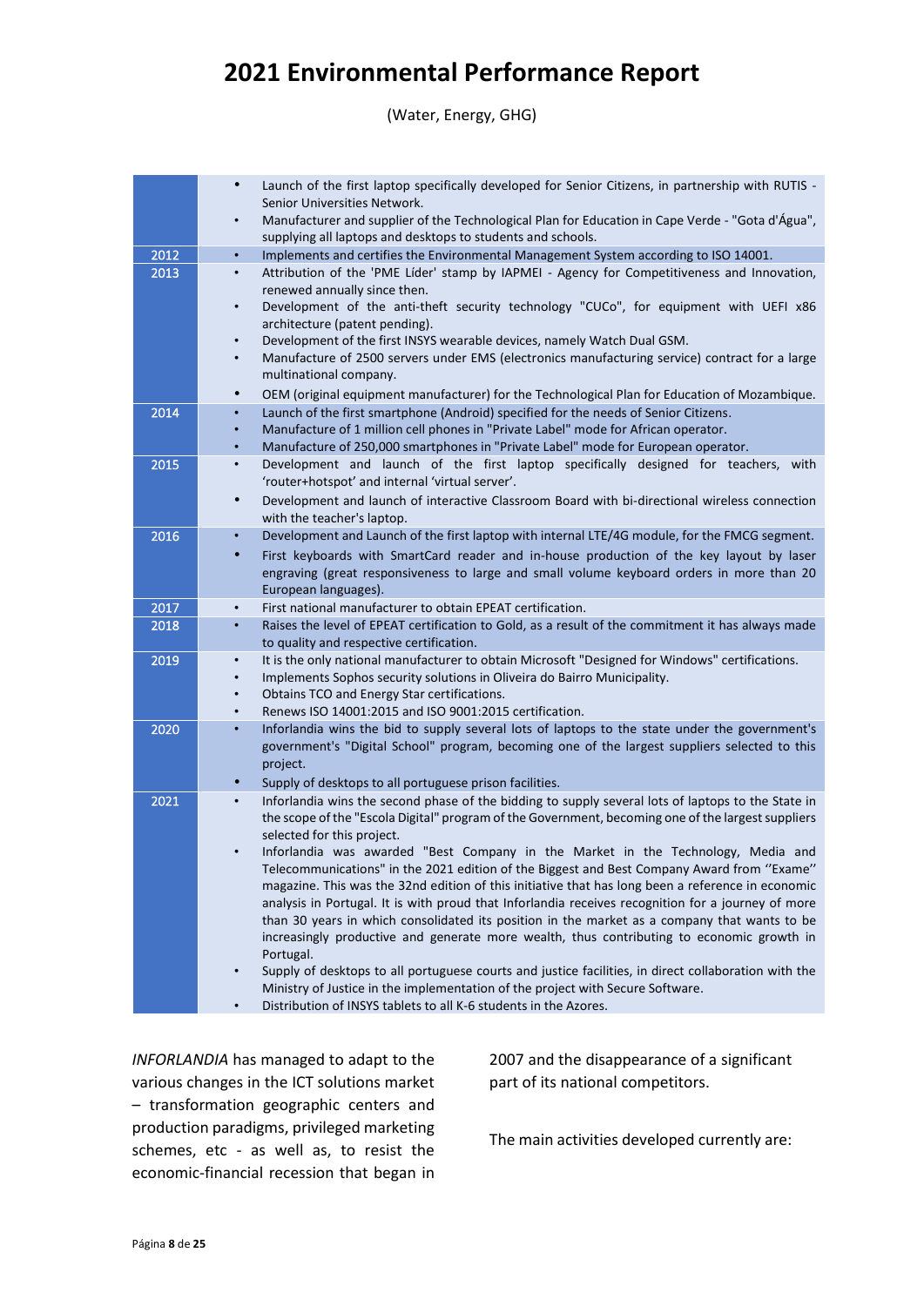# 2021 Environmental Performance Report

(Water, Energy, GHG)

| | |
|---|---|
| | • Launch of the first laptop specifically developed for Senior Citizens, in partnership with RUTIS - Senior Universities Network.<br>• Manufacturer and supplier of the Technological Plan for Education in Cape Verde - "Gota d'Água", supplying all laptops and desktops to students and schools. |
| 2012 | • Implements and certifies the Environmental Management System according to ISO 14001. |
| 2013 | • Attribution of the 'PME Líder' stamp by IAPMEI - Agency for Competitiveness and Innovation, renewed annually since then.<br>• Development of the anti-theft security technology "CUCo", for equipment with UEFI x86 architecture (patent pending).<br>• Development of the first INSYS wearable devices, namely Watch Dual GSM.<br>• Manufacture of 2500 servers under EMS (electronics manufacturing service) contract for a large multinational company.<br>• OEM (original equipment manufacturer) for the Technological Plan for Education of Mozambique. |
| 2014 | • Launch of the first smartphone (Android) specified for the needs of Senior Citizens.<br>• Manufacture of 1 million cell phones in "Private Label" mode for African operator.<br>• Manufacture of 250,000 smartphones in "Private Label" mode for European operator. |
| 2015 | • Development and launch of the first laptop specifically designed for teachers, with 'router+hotspot' and internal 'virtual server'.<br>• Development and launch of interactive Classroom Board with bi-directional wireless connection with the teacher's laptop. |
| 2016 | • Development and Launch of the first laptop with internal LTE/4G module, for the FMCG segment.<br>• First keyboards with SmartCard reader and in-house production of the key layout by laser engraving (great responsiveness to large and small volume keyboard orders in more than 20 European languages). |
| 2017 | • First national manufacturer to obtain EPEAT certification. |
| 2018 | • Raises the level of EPEAT certification to Gold, as a result of the commitment it has always made to quality and respective certification. |
| 2019 | • It is the only national manufacturer to obtain Microsoft "Designed for Windows" certifications.<br>• Implements Sophos security solutions in Oliveira do Bairro Municipality.<br>• Obtains TCO and Energy Star certifications.<br>• Renews ISO 14001:2015 and ISO 9001:2015 certification. |
| 2020 | • Inforlandia wins the bid to supply several lots of laptops to the state under the government's government's "Digital School" program, becoming one of the largest suppliers selected to this project.<br>• Supply of desktops to all portuguese prison facilities. |
| 2021 | • Inforlandia wins the second phase of the bidding to supply several lots of laptops to the State in the scope of the "Escola Digital" program of the Government, becoming one of the largest suppliers selected for this project.<br>• Inforlandia was awarded "Best Company in the Market in the Technology, Media and Telecommunications" in the 2021 edition of the Biggest and Best Company Award from ''Exame'' magazine. This was the 32nd edition of this initiative that has long been a reference in economic analysis in Portugal. It is with proud that Inforlandia receives recognition for a journey of more than 30 years in which consolidated its position in the market as a company that wants to be increasingly productive and generate more wealth, thus contributing to economic growth in Portugal.<br>• Supply of desktops to all portuguese courts and justice facilities, in direct collaboration with the Ministry of Justice in the implementation of the project with Secure Software.<br>• Distribution of INSYS tablets to all K-6 students in the Azores. |

*INFORLANDIA* has managed to adapt to the various changes in the ICT solutions market – transformation geographic centers and production paradigms, privileged marketing schemes, etc - as well as, to resist the economic-financial recession that began in 2007 and the disappearance of a significant part of its national competitors.

The main activities developed currently are: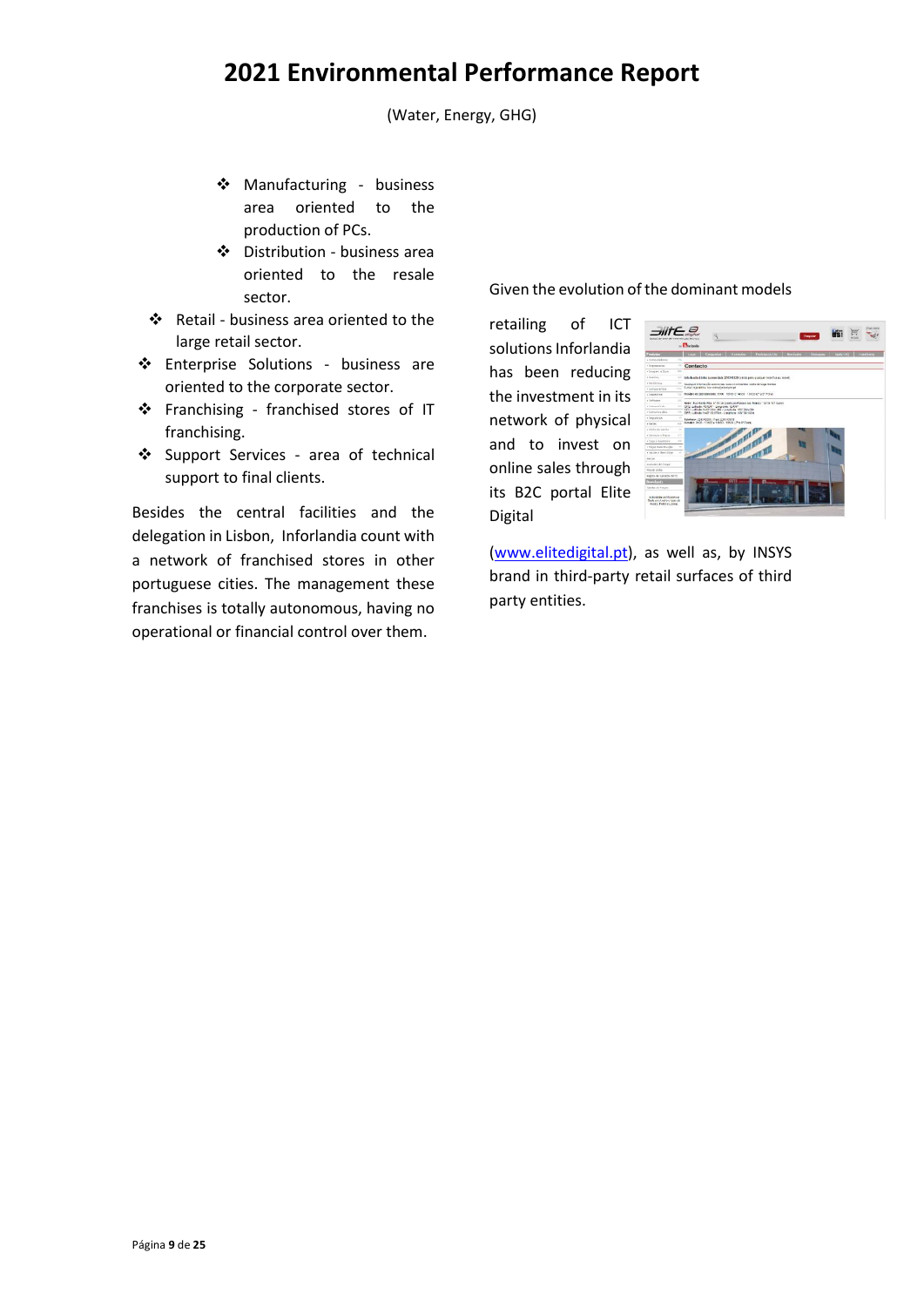# 2021 Environmental Performance Report

(Water, Energy, GHG)

- Manufacturing - business area oriented to the production of PCs.
- Distribution - business area oriented to the resale sector.
- Retail - business area oriented to the large retail sector.
- Enterprise Solutions - business are oriented to the corporate sector.
- Franchising - franchised stores of IT franchising.
- Support Services - area of technical support to final clients.

Besides the central facilities and the delegation in Lisbon, Inforlandia count with a network of franchised stores in other portuguese cities. The management these franchises is totally autonomous, having no operational or financial control over them.

Given the evolution of the dominant models retailing of ICT solutions Inforlandia has been reducing the investment in its network of physical and to invest on online sales through its B2C portal Elite Digital (www.elitedigital.pt), as well as, by INSYS brand in third-party retail surfaces of third party entities.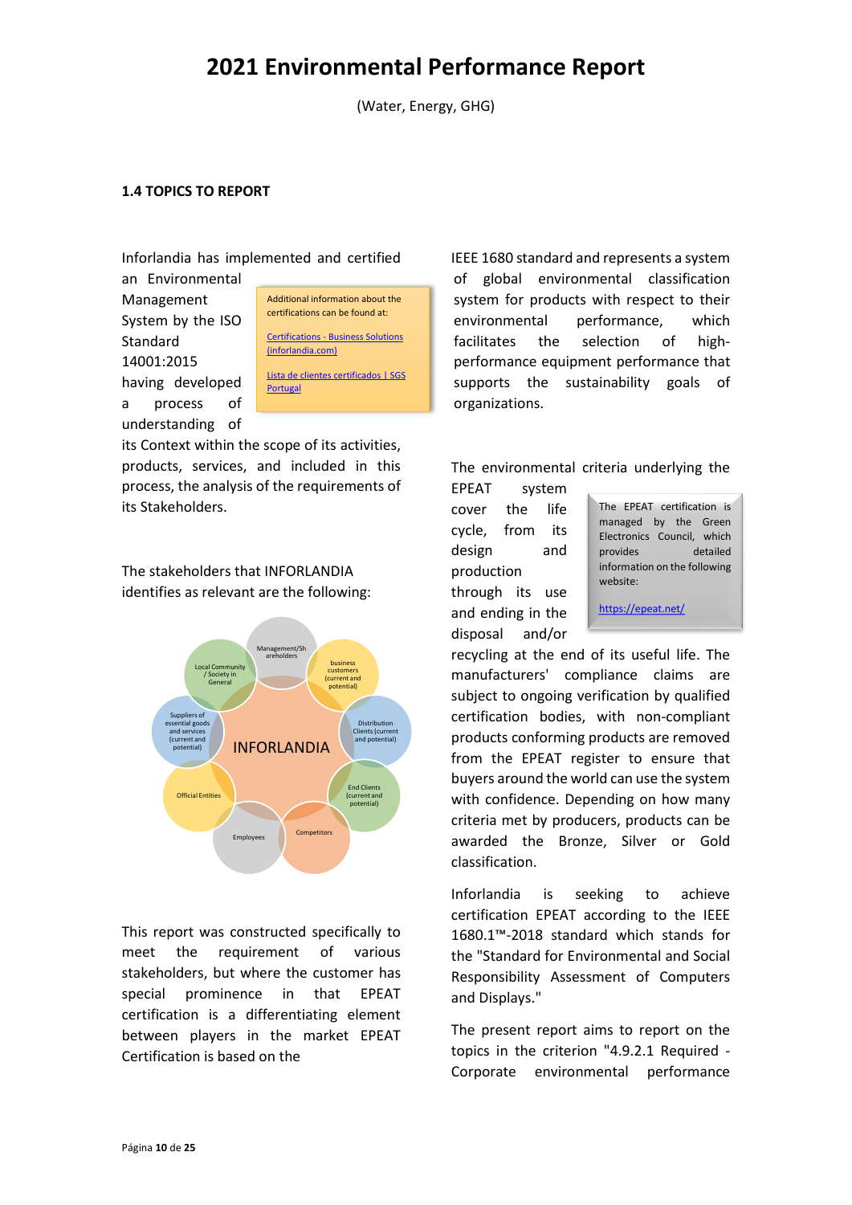# 2021 Environmental Performance Report

(Water, Energy, GHG)

### 1.4 TOPICS TO REPORT

Inforlandia has implemented and certified an Environmental Management System by the ISO Standard 14001:2015 having developed a process of understanding of its Context within the scope of its activities, products, services, and included in this process, the analysis of the requirements of its Stakeholders.

> Additional information about the certifications can be found at:
>
> [Certifications - Business Solutions (inforlandia.com)](https://inforlandia.com)
>
> [Lista de clientes certificados | SGS Portugal]()

The stakeholders that INFORLANDIA identifies as relevant are the following:

INFORLANDIA

Management/Shareholders

business customers (current and potential)

Distribution Clients (current and potential)

End Clients (current and potential)

Competitors

Employees

Official Entities

Suppliers of essential goods and services (current and potential)

Local Community / Society in General

This report was constructed specifically to meet the requirement of various stakeholders, but where the customer has special prominence in that EPEAT certification is a differentiating element between players in the market EPEAT Certification is based on the IEEE 1680 standard and represents a system of global environmental classification system for products with respect to their environmental performance, which facilitates the selection of high-performance equipment performance that supports the sustainability goals of organizations.

The environmental criteria underlying the EPEAT system cover the life cycle, from its design and production through its use and ending in the disposal and/or recycling at the end of its useful life. The manufacturers' compliance claims are subject to ongoing verification by qualified certification bodies, with non-compliant products conforming products are removed from the EPEAT register to ensure that buyers around the world can use the system with confidence. Depending on how many criteria met by producers, products can be awarded the Bronze, Silver or Gold classification.

> The EPEAT certification is managed by the Green Electronics Council, which provides detailed information on the following website:
>
> https://epeat.net/

Inforlandia is seeking to achieve certification EPEAT according to the IEEE 1680.1™-2018 standard which stands for the "Standard for Environmental and Social Responsibility Assessment of Computers and Displays."

The present report aims to report on the topics in the criterion "4.9.2.1 Required - Corporate environmental performance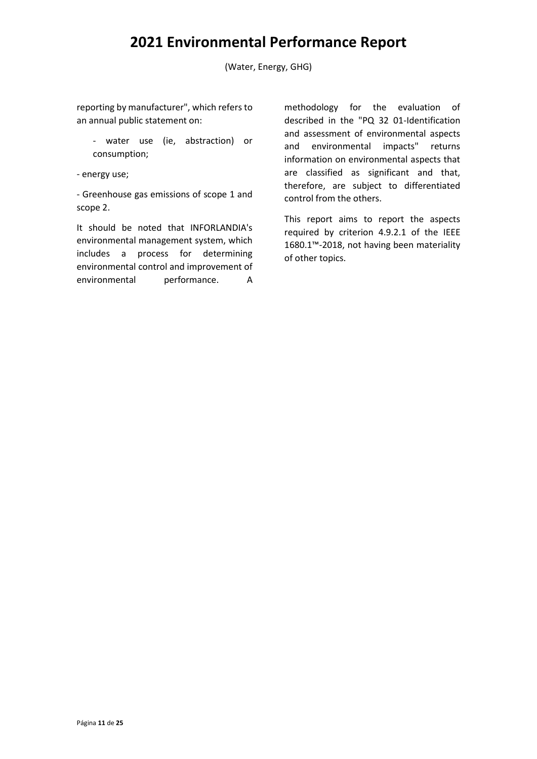reporting by manufacturer", which refers to an annual public statement on:

- water use (ie, abstraction) or consumption;

- energy use;

- Greenhouse gas emissions of scope 1 and scope 2.

It should be noted that INFORLANDIA's environmental management system, which includes a process for determining environmental control and improvement of environmental performance. A methodology for the evaluation of described in the "PQ 32 01-Identification and assessment of environmental aspects and environmental impacts" returns information on environmental aspects that are classified as significant and that, therefore, are subject to differentiated control from the others.

This report aims to report the aspects required by criterion 4.9.2.1 of the IEEE 1680.1™-2018, not having been materiality of other topics.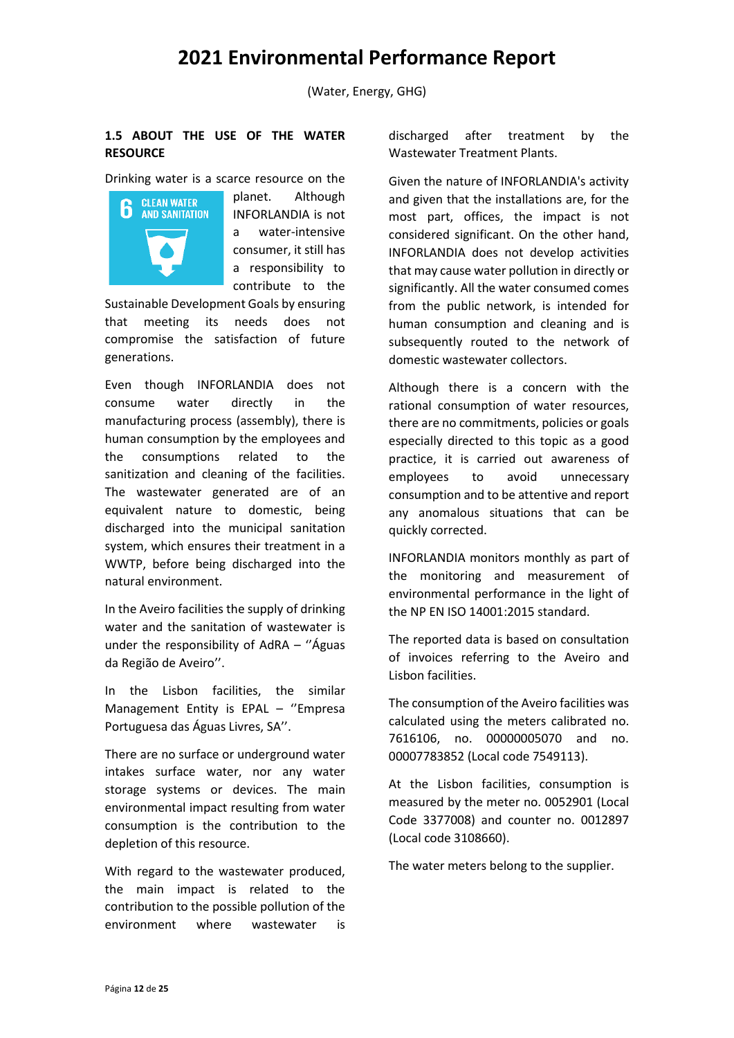# 2021 Environmental Performance Report

(Water, Energy, GHG)

## 1.5 ABOUT THE USE OF THE WATER RESOURCE

Drinking water is a scarce resource on the planet. Although INFORLANDIA is not a water-intensive consumer, it still has a responsibility to contribute to the Sustainable Development Goals by ensuring that meeting its needs does not compromise the satisfaction of future generations.

Even though INFORLANDIA does not consume water directly in the manufacturing process (assembly), there is human consumption by the employees and the consumptions related to the sanitization and cleaning of the facilities. The wastewater generated are of an equivalent nature to domestic, being discharged into the municipal sanitation system, which ensures their treatment in a WWTP, before being discharged into the natural environment.

In the Aveiro facilities the supply of drinking water and the sanitation of wastewater is under the responsibility of AdRA – ''Águas da Região de Aveiro''.

In the Lisbon facilities, the similar Management Entity is EPAL – ''Empresa Portuguesa das Águas Livres, SA''.

There are no surface or underground water intakes surface water, nor any water storage systems or devices. The main environmental impact resulting from water consumption is the contribution to the depletion of this resource.

With regard to the wastewater produced, the main impact is related to the contribution to the possible pollution of the environment where wastewater is discharged after treatment by the Wastewater Treatment Plants.

Given the nature of INFORLANDIA's activity and given that the installations are, for the most part, offices, the impact is not considered significant. On the other hand, INFORLANDIA does not develop activities that may cause water pollution in directly or significantly. All the water consumed comes from the public network, is intended for human consumption and cleaning and is subsequently routed to the network of domestic wastewater collectors.

Although there is a concern with the rational consumption of water resources, there are no commitments, policies or goals especially directed to this topic as a good practice, it is carried out awareness of employees to avoid unnecessary consumption and to be attentive and report any anomalous situations that can be quickly corrected.

INFORLANDIA monitors monthly as part of the monitoring and measurement of environmental performance in the light of the NP EN ISO 14001:2015 standard.

The reported data is based on consultation of invoices referring to the Aveiro and Lisbon facilities.

The consumption of the Aveiro facilities was calculated using the meters calibrated no. 7616106, no. 00000005070 and no. 00007783852 (Local code 7549113).

At the Lisbon facilities, consumption is measured by the meter no. 0052901 (Local Code 3377008) and counter no. 0012897 (Local code 3108660).

The water meters belong to the supplier.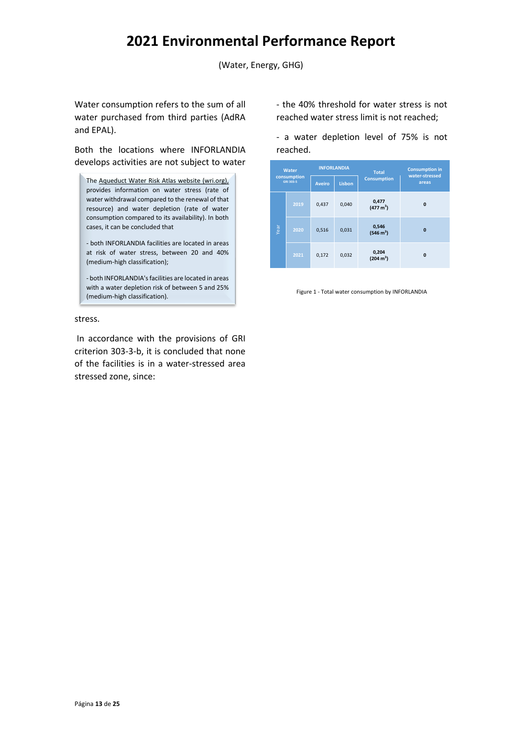# 2021 Environmental Performance Report

(Water, Energy, GHG)

Water consumption refers to the sum of all water purchased from third parties (AdRA and EPAL).

Both the locations where INFORLANDIA develops activities are not subject to water stress.

> The Aqueduct Water Risk Atlas website (wri.org), provides information on water stress (rate of water withdrawal compared to the renewal of that resource) and water depletion (rate of water consumption compared to its availability). In both cases, it can be concluded that
>
> - both INFORLANDIA facilities are located in areas at risk of water stress, between 20 and 40% (medium-high classification);
>
> - both INFORLANDIA's facilities are located in areas with a water depletion risk of between 5 and 25% (medium-high classification).

In accordance with the provisions of GRI criterion 303-3-b, it is concluded that none of the facilities is in a water-stressed area stressed zone, since:

- the 40% threshold for water stress is not reached water stress limit is not reached;

- a water depletion level of 75% is not reached.

| Water consumption GRI 303-5 | | INFORLANDIA | | Total Consumption | Consumption in water-stressed areas |
|---|---|---|---|---|---|
| | | Aveiro | Lisbon | | |
| Year | 2019 | 0,437 | 0,040 | **0,477 (477 m³)** | **0** |
| | 2020 | 0,516 | 0,031 | **0,546 (546 m³)** | **0** |
| | 2021 | 0,172 | 0,032 | **0,204 (204 m³)** | **0** |

Figure 1 - Total water consumption by INFORLANDIA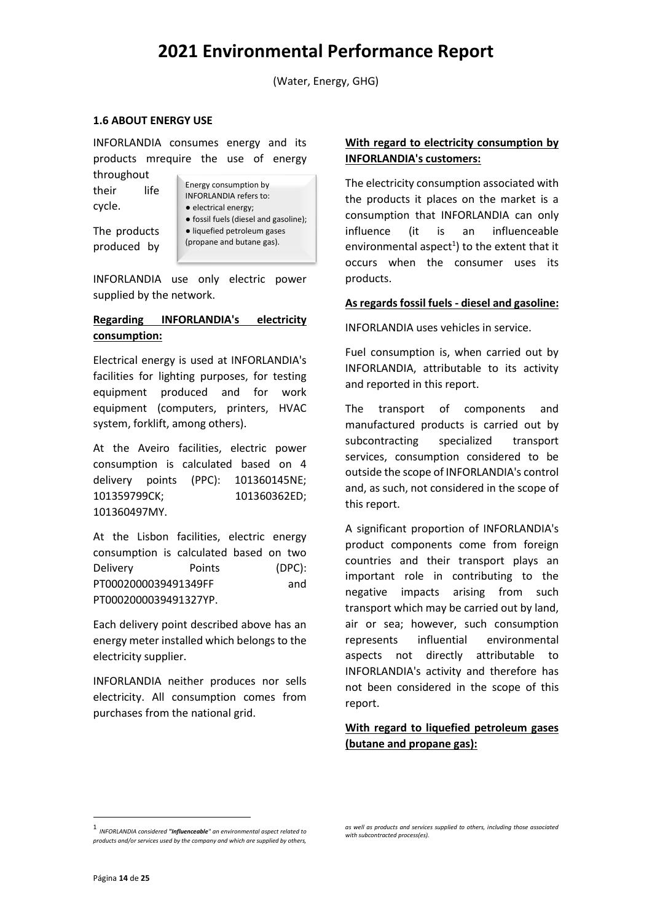# 2021 Environmental Performance Report

(Water, Energy, GHG)

### 1.6 ABOUT ENERGY USE

INFORLANDIA consumes energy and its products mrequire the use of energy throughout their life cycle.

> Energy consumption by INFORLANDIA refers to:
> - electrical energy;
> - fossil fuels (diesel and gasoline);
> - liquefied petroleum gases (propane and butane gas).

The products produced by INFORLANDIA use only electric power supplied by the network.

**Regarding INFORLANDIA's electricity consumption:**

Electrical energy is used at INFORLANDIA's facilities for lighting purposes, for testing equipment produced and for work equipment (computers, printers, HVAC system, forklift, among others).

At the Aveiro facilities, electric power consumption is calculated based on 4 delivery points (PPC): 101360145NE; 101359799CK; 101360362ED; 101360497MY.

At the Lisbon facilities, electric energy consumption is calculated based on two Delivery Points (DPC): PT0002000039491349FF and PT0002000039491327YP.

Each delivery point described above has an energy meter installed which belongs to the electricity supplier.

INFORLANDIA neither produces nor sells electricity. All consumption comes from purchases from the national grid.

**With regard to electricity consumption by INFORLANDIA's customers:**

The electricity consumption associated with the products it places on the market is a consumption that INFORLANDIA can only influence (it is an influenceable environmental aspect[1]) to the extent that it occurs when the consumer uses its products.

**As regards fossil fuels - diesel and gasoline:**

INFORLANDIA uses vehicles in service.

Fuel consumption is, when carried out by INFORLANDIA, attributable to its activity and reported in this report.

The transport of components and manufactured products is carried out by subcontracting specialized transport services, consumption considered to be outside the scope of INFORLANDIA's control and, as such, not considered in the scope of this report.

A significant proportion of INFORLANDIA's product components come from foreign countries and their transport plays an important role in contributing to the negative impacts arising from such transport which may be carried out by land, air or sea; however, such consumption represents influential environmental aspects not directly attributable to INFORLANDIA's activity and therefore has not been considered in the scope of this report.

**With regard to liquefied petroleum gases (butane and propane gas):**

---

[1] *INFORLANDIA considered "**Influenceable**" an environmental aspect related to products and/or services used by the company and which are supplied by others, as well as products and services supplied to others, including those associated with subcontracted process(es).*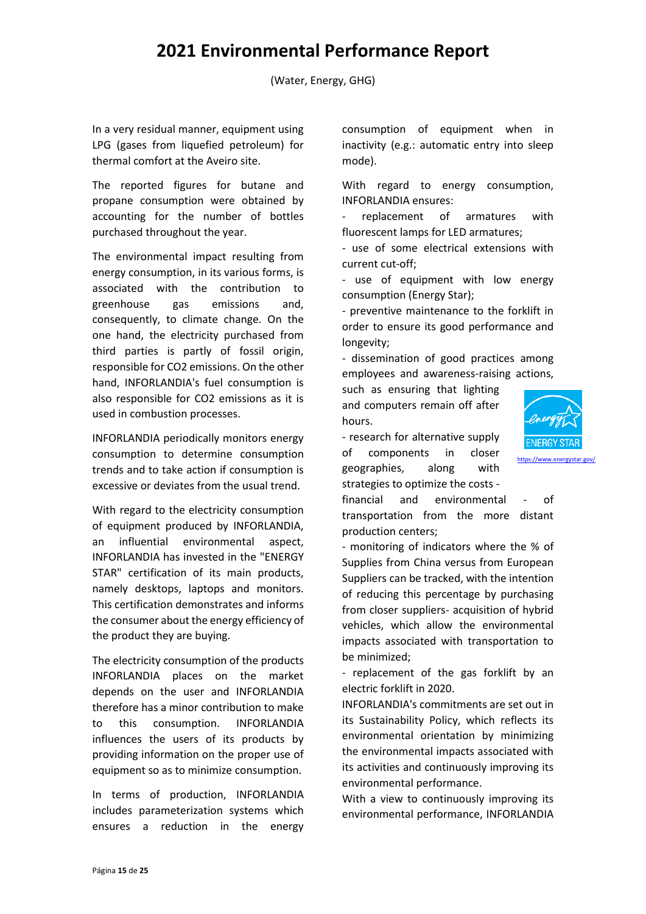# 2021 Environmental Performance Report

(Water, Energy, GHG)

In a very residual manner, equipment using LPG (gases from liquefied petroleum) for thermal comfort at the Aveiro site.

The reported figures for butane and propane consumption were obtained by accounting for the number of bottles purchased throughout the year.

The environmental impact resulting from energy consumption, in its various forms, is associated with the contribution to greenhouse gas emissions and, consequently, to climate change. On the one hand, the electricity purchased from third parties is partly of fossil origin, responsible for $CO_2$ emissions. On the other hand, INFORLANDIA's fuel consumption is also responsible for $CO_2$ emissions as it is used in combustion processes.

INFORLANDIA periodically monitors energy consumption to determine consumption trends and to take action if consumption is excessive or deviates from the usual trend.

With regard to the electricity consumption of equipment produced by INFORLANDIA, an influential environmental aspect, INFORLANDIA has invested in the "ENERGY STAR" certification of its main products, namely desktops, laptops and monitors. This certification demonstrates and informs the consumer about the energy efficiency of the product they are buying.

The electricity consumption of the products INFORLANDIA places on the market depends on the user and INFORLANDIA therefore has a minor contribution to make to this consumption. INFORLANDIA influences the users of its products by providing information on the proper use of equipment so as to minimize consumption.

In terms of production, INFORLANDIA includes parameterization systems which ensures a reduction in the energy consumption of equipment when in inactivity (e.g.: automatic entry into sleep mode).

With regard to energy consumption, INFORLANDIA ensures:

- replacement of armatures with fluorescent lamps for LED armatures;
- use of some electrical extensions with current cut-off;
- use of equipment with low energy consumption (Energy Star);
- preventive maintenance to the forklift in order to ensure its good performance and longevity;
- dissemination of good practices among employees and awareness-raising actions, such as ensuring that lighting and computers remain off after hours.
- research for alternative supply of components in closer geographies, along with strategies to optimize the costs - financial and environmental - of transportation from the more distant production centers;
- monitoring of indicators where the % of Supplies from China versus from European Suppliers can be tracked, with the intention of reducing this percentage by purchasing from closer suppliers- acquisition of hybrid vehicles, which allow the environmental impacts associated with transportation to be minimized;
- replacement of the gas forklift by an electric forklift in 2020.

ENERGY STAR

https://www.energystar.gov/

INFORLANDIA's commitments are set out in its Sustainability Policy, which reflects its environmental orientation by minimizing the environmental impacts associated with its activities and continuously improving its environmental performance.

With a view to continuously improving its environmental performance, INFORLANDIA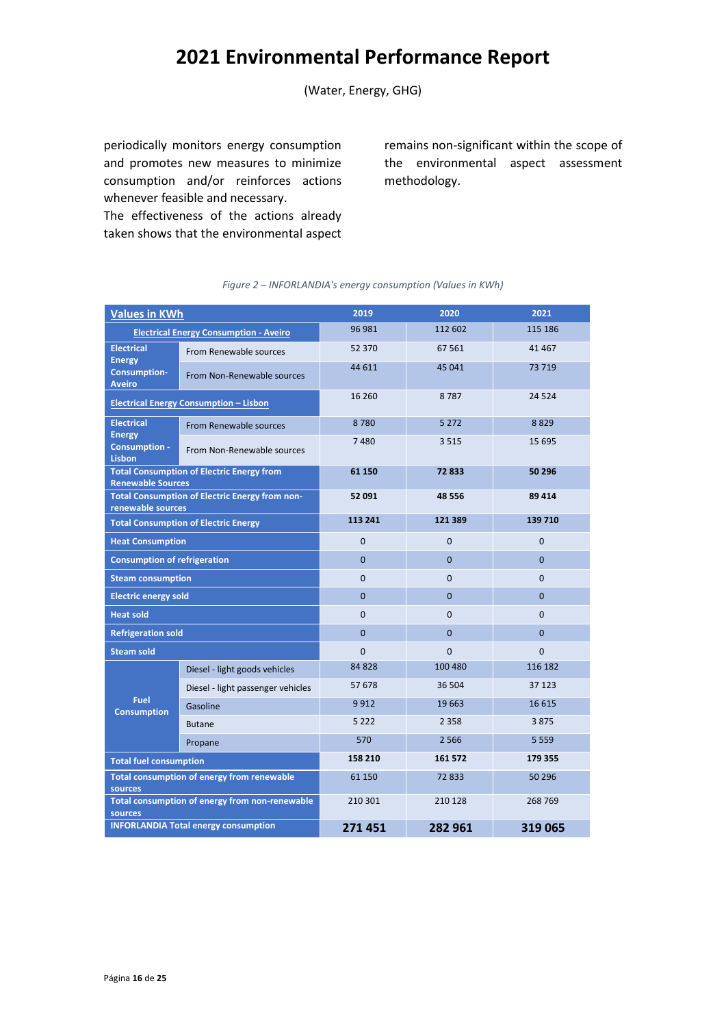periodically monitors energy consumption and promotes new measures to minimize consumption and/or reinforces actions whenever feasible and necessary.
The effectiveness of the actions already taken shows that the environmental aspect remains non-significant within the scope of the environmental aspect assessment methodology.

*Figure 2 – INFORLANDIA's energy consumption (Values in KWh)*

| Values in KWh | | 2019 | 2020 | 2021 |
|---|---|---|---|---|
| Electrical Energy Consumption - Aveiro | | 96 981 | 112 602 | 115 186 |
| Electrical Energy Consumption- Aveiro | From Renewable sources | 52 370 | 67 561 | 41 467 |
| | From Non-Renewable sources | 44 611 | 45 041 | 73 719 |
| Electrical Energy Consumption – Lisbon | | 16 260 | 8 787 | 24 524 |
| Electrical Energy Consumption - Lisbon | From Renewable sources | 8 780 | 5 272 | 8 829 |
| | From Non-Renewable sources | 7 480 | 3 515 | 15 695 |
| Total Consumption of Electric Energy from Renewable Sources | | **61 150** | **72 833** | **50 296** |
| Total Consumption of Electric Energy from non-renewable sources | | **52 091** | **48 556** | **89 414** |
| Total Consumption of Electric Energy | | **113 241** | **121 389** | **139 710** |
| Heat Consumption | | 0 | 0 | 0 |
| Consumption of refrigeration | | 0 | 0 | 0 |
| Steam consumption | | 0 | 0 | 0 |
| Electric energy sold | | 0 | 0 | 0 |
| Heat sold | | 0 | 0 | 0 |
| Refrigeration sold | | 0 | 0 | 0 |
| Steam sold | | 0 | 0 | 0 |
| Fuel Consumption | Diesel - light goods vehicles | 84 828 | 100 480 | 116 182 |
| | Diesel - light passenger vehicles | 57 678 | 36 504 | 37 123 |
| | Gasoline | 9 912 | 19 663 | 16 615 |
| | Butane | 5 222 | 2 358 | 3 875 |
| | Propane | 570 | 2 566 | 5 559 |
| Total fuel consumption | | **158 210** | **161 572** | **179 355** |
| Total consumption of energy from renewable sources | | 61 150 | 72 833 | 50 296 |
| Total consumption of energy from non-renewable sources | | 210 301 | 210 128 | 268 769 |
| INFORLANDIA Total energy consumption | | **271 451** | **282 961** | **319 065** |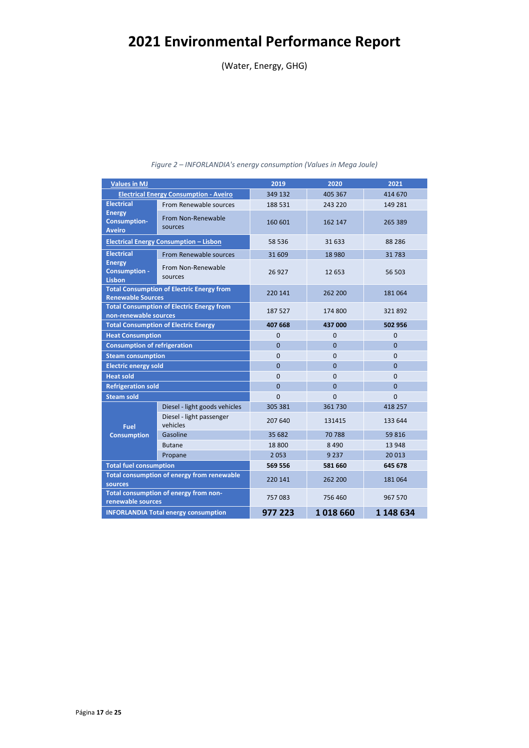# 2021 Environmental Performance Report

(Water, Energy, GHG)

*Figure 2 – INFORLANDIA's energy consumption (Values in Mega Joule)*

| Values in MJ | | 2019 | 2020 | 2021 |
|---|---|---|---|---|
| Electrical Energy Consumption - Aveiro | | 349 132 | 405 367 | 414 670 |
| Electrical Energy Consumption- Aveiro | From Renewable sources | 188 531 | 243 220 | 149 281 |
| | From Non-Renewable sources | 160 601 | 162 147 | 265 389 |
| Electrical Energy Consumption – Lisbon | | 58 536 | 31 633 | 88 286 |
| Electrical Energy Consumption - Lisbon | From Renewable sources | 31 609 | 18 980 | 31 783 |
| | From Non-Renewable sources | 26 927 | 12 653 | 56 503 |
| Total Consumption of Electric Energy from Renewable Sources | | 220 141 | 262 200 | 181 064 |
| Total Consumption of Electric Energy from non-renewable sources | | 187 527 | 174 800 | 321 892 |
| Total Consumption of Electric Energy | | **407 668** | **437 000** | **502 956** |
| Heat Consumption | | 0 | 0 | 0 |
| Consumption of refrigeration | | 0 | 0 | 0 |
| Steam consumption | | 0 | 0 | 0 |
| Electric energy sold | | 0 | 0 | 0 |
| Heat sold | | 0 | 0 | 0 |
| Refrigeration sold | | 0 | 0 | 0 |
| Steam sold | | 0 | 0 | 0 |
| Fuel Consumption | Diesel - light goods vehicles | 305 381 | 361 730 | 418 257 |
| | Diesel - light passenger vehicles | 207 640 | 131415 | 133 644 |
| | Gasoline | 35 682 | 70 788 | 59 816 |
| | Butane | 18 800 | 8 490 | 13 948 |
| | Propane | 2 053 | 9 237 | 20 013 |
| Total fuel consumption | | **569 556** | **581 660** | **645 678** |
| Total consumption of energy from renewable sources | | 220 141 | 262 200 | 181 064 |
| Total consumption of energy from non-renewable sources | | 757 083 | 756 460 | 967 570 |
| INFORLANDIA Total energy consumption | | **977 223** | **1 018 660** | **1 148 634** |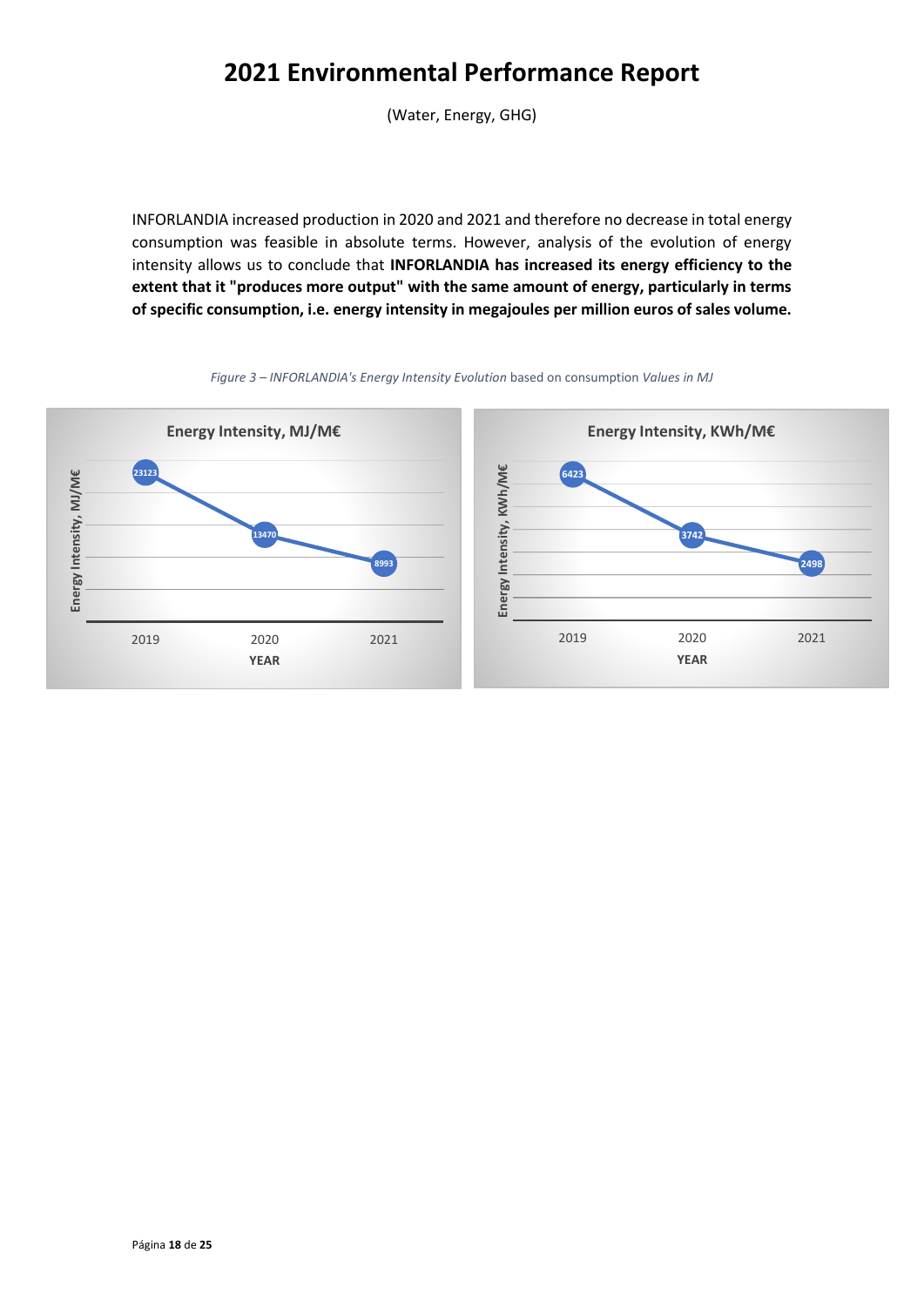# 2021 Environmental Performance Report

(Water, Energy, GHG)

INFORLANDIA increased production in 2020 and 2021 and therefore no decrease in total energy consumption was feasible in absolute terms. However, analysis of the evolution of energy intensity allows us to conclude that **INFORLANDIA has increased its energy efficiency to the extent that it "produces more output" with the same amount of energy, particularly in terms of specific consumption, i.e. energy intensity in megajoules per million euros of sales volume.**

*Figure 3 – INFORLANDIA's Energy Intensity Evolution* based on consumption *Values in MJ*

Energy Intensity, MJ/M€

Energy Intensity, MJ/M€

23123
13470
8993

2019
2020
2021

YEAR

Energy Intensity, KWh/M€

Energy Intensity, KWh/M€

6423
3742
2498

2019
2020
2021

YEAR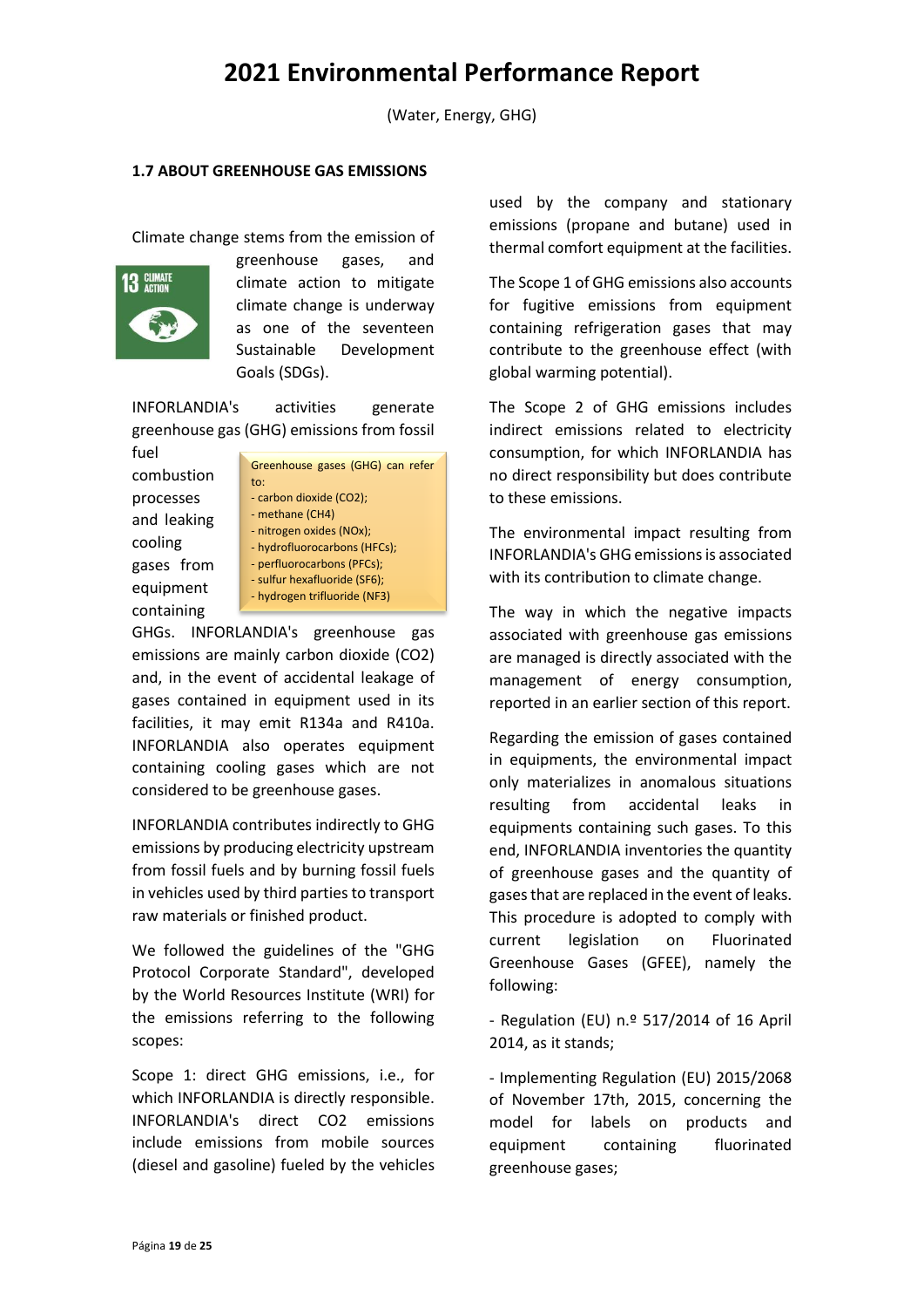# 2021 Environmental Performance Report

(Water, Energy, GHG)

### 1.7 ABOUT GREENHOUSE GAS EMISSIONS

Climate change stems from the emission of greenhouse gases, and climate action to mitigate climate change is underway as one of the seventeen Sustainable Development Goals (SDGs).

INFORLANDIA's activities generate greenhouse gas (GHG) emissions from fossil fuel combustion processes and leaking cooling gases from equipment containing GHGs. INFORLANDIA's greenhouse gas emissions are mainly carbon dioxide ($CO_2$) and, in the event of accidental leakage of gases contained in equipment used in its facilities, it may emit R134a and R410a. INFORLANDIA also operates equipment containing cooling gases which are not considered to be greenhouse gases.

> Greenhouse gases (GHG) can refer to:
> - carbon dioxide ($CO_2$);
> - methane ($CH_4$)
> - nitrogen oxides ($NO_x$);
> - hydrofluorocarbons (HFCs);
> - perfluorocarbons (PFCs);
> - sulfur hexafluoride ($SF_6$);
> - hydrogen trifluoride ($NF_3$)

INFORLANDIA contributes indirectly to GHG emissions by producing electricity upstream from fossil fuels and by burning fossil fuels in vehicles used by third parties to transport raw materials or finished product.

We followed the guidelines of the "GHG Protocol Corporate Standard", developed by the World Resources Institute (WRI) for the emissions referring to the following scopes:

Scope 1: direct GHG emissions, i.e., for which INFORLANDIA is directly responsible. INFORLANDIA's direct $CO_2$ emissions include emissions from mobile sources (diesel and gasoline) fueled by the vehicles used by the company and stationary emissions (propane and butane) used in thermal comfort equipment at the facilities.

The Scope 1 of GHG emissions also accounts for fugitive emissions from equipment containing refrigeration gases that may contribute to the greenhouse effect (with global warming potential).

The Scope 2 of GHG emissions includes indirect emissions related to electricity consumption, for which INFORLANDIA has no direct responsibility but does contribute to these emissions.

The environmental impact resulting from INFORLANDIA's GHG emissions is associated with its contribution to climate change.

The way in which the negative impacts associated with greenhouse gas emissions are managed is directly associated with the management of energy consumption, reported in an earlier section of this report.

Regarding the emission of gases contained in equipments, the environmental impact only materializes in anomalous situations resulting from accidental leaks in equipments containing such gases. To this end, INFORLANDIA inventories the quantity of greenhouse gases and the quantity of gases that are replaced in the event of leaks. This procedure is adopted to comply with current legislation on Fluorinated Greenhouse Gases (GFEE), namely the following:

- Regulation (EU) n.º 517/2014 of 16 April 2014, as it stands;

- Implementing Regulation (EU) 2015/2068 of November 17th, 2015, concerning the model for labels on products and equipment containing fluorinated greenhouse gases;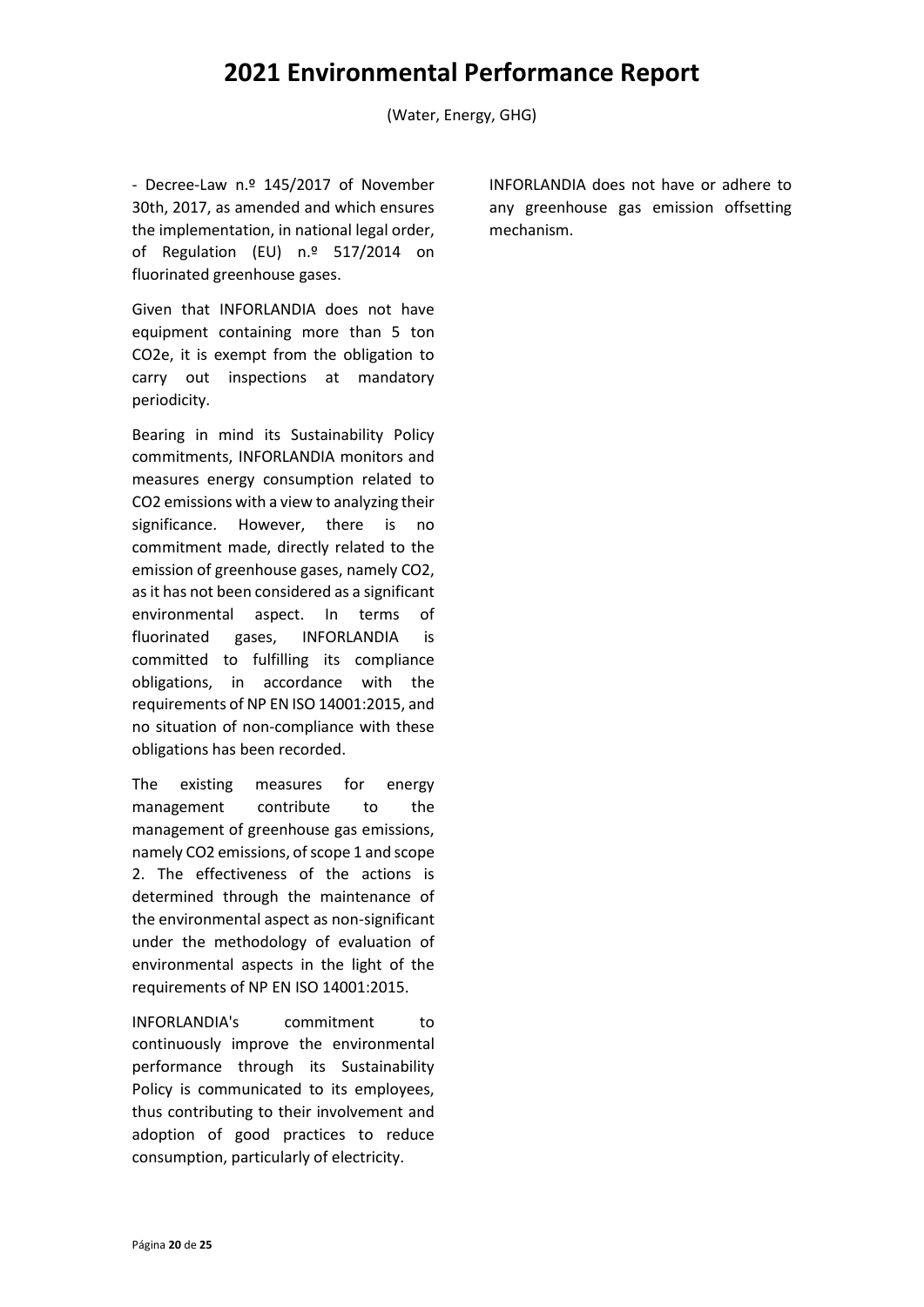- Decree-Law n.º 145/2017 of November 30th, 2017, as amended and which ensures the implementation, in national legal order, of Regulation (EU) n.º 517/2014 on fluorinated greenhouse gases.

Given that INFORLANDIA does not have equipment containing more than 5 ton $CO_2e$, it is exempt from the obligation to carry out inspections at mandatory periodicity.

Bearing in mind its Sustainability Policy commitments, INFORLANDIA monitors and measures energy consumption related to $CO_2$ emissions with a view to analyzing their significance. However, there is no commitment made, directly related to the emission of greenhouse gases, namely $CO_2$, as it has not been considered as a significant environmental aspect. In terms of fluorinated gases, INFORLANDIA is committed to fulfilling its compliance obligations, in accordance with the requirements of NP EN ISO 14001:2015, and no situation of non-compliance with these obligations has been recorded.

The existing measures for energy management contribute to the management of greenhouse gas emissions, namely $CO_2$ emissions, of scope 1 and scope 2. The effectiveness of the actions is determined through the maintenance of the environmental aspect as non-significant under the methodology of evaluation of environmental aspects in the light of the requirements of NP EN ISO 14001:2015.

INFORLANDIA's commitment to continuously improve the environmental performance through its Sustainability Policy is communicated to its employees, thus contributing to their involvement and adoption of good practices to reduce consumption, particularly of electricity.

INFORLANDIA does not have or adhere to any greenhouse gas emission offsetting mechanism.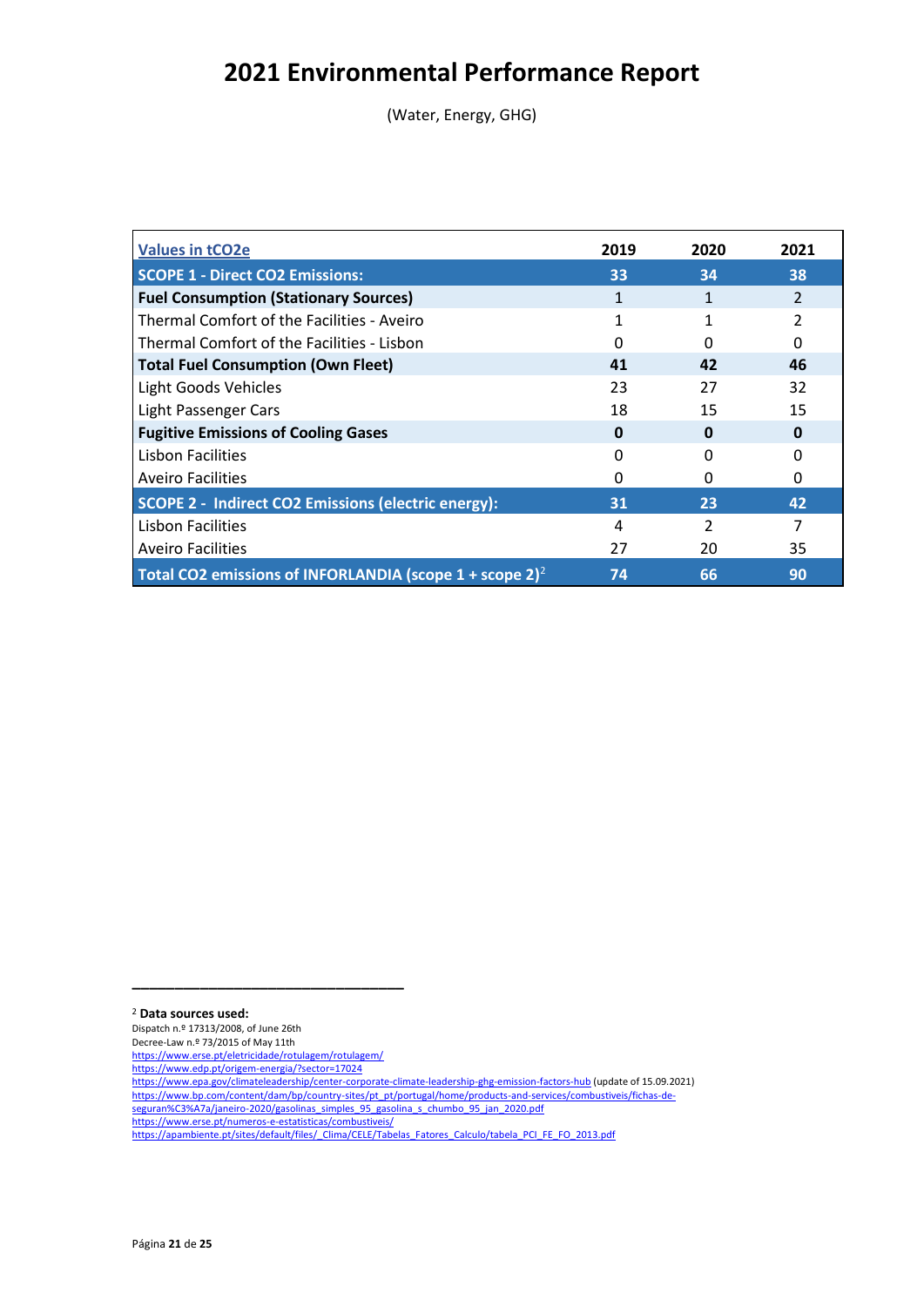# 2021 Environmental Performance Report

(Water, Energy, GHG)

| Values in $tCO_2e$ | 2019 | 2020 | 2021 |
|---|---|---|---|
| **SCOPE 1 - Direct $CO_2$ Emissions:** | **33** | **34** | **38** |
| **Fuel Consumption (Stationary Sources)** | 1 | 1 | 2 |
| Thermal Comfort of the Facilities - Aveiro | 1 | 1 | 2 |
| Thermal Comfort of the Facilities - Lisbon | 0 | 0 | 0 |
| **Total Fuel Consumption (Own Fleet)** | **41** | **42** | **46** |
| Light Goods Vehicles | 23 | 27 | 32 |
| Light Passenger Cars | 18 | 15 | 15 |
| **Fugitive Emissions of Cooling Gases** | **0** | **0** | **0** |
| Lisbon Facilities | 0 | 0 | 0 |
| Aveiro Facilities | 0 | 0 | 0 |
| **SCOPE 2 - Indirect $CO_2$ Emissions (electric energy):** | **31** | **23** | **42** |
| Lisbon Facilities | 4 | 2 | 7 |
| Aveiro Facilities | 27 | 20 | 35 |
| **Total $CO_2$ emissions of INFORLANDIA (scope 1 + scope 2)[2]** | **74** | **66** | **90** |

---

[2] **Data sources used:**
Dispatch n.º 17313/2008, of June 26th
Decree-Law n.º 73/2015 of May 11th
https://www.erse.pt/eletricidade/rotulagem/rotulagem/
https://www.edp.pt/origem-energia/?sector=17024
https://www.epa.gov/climateleadership/center-corporate-climate-leadership-ghg-emission-factors-hub (update of 15.09.2021)
https://www.bp.com/content/dam/bp/country-sites/pt_pt/portugal/home/products-and-services/combustiveis/fichas-de-seguran%C3%A7a/janeiro-2020/gasolinas_simples_95_gasolina_s_chumbo_95_jan_2020.pdf
https://www.erse.pt/numeros-e-estatisticas/combustiveis/
https://apambiente.pt/sites/default/files/_Clima/CELE/Tabelas_Fatores_Calculo/tabela_PCI_FE_FO_2013.pdf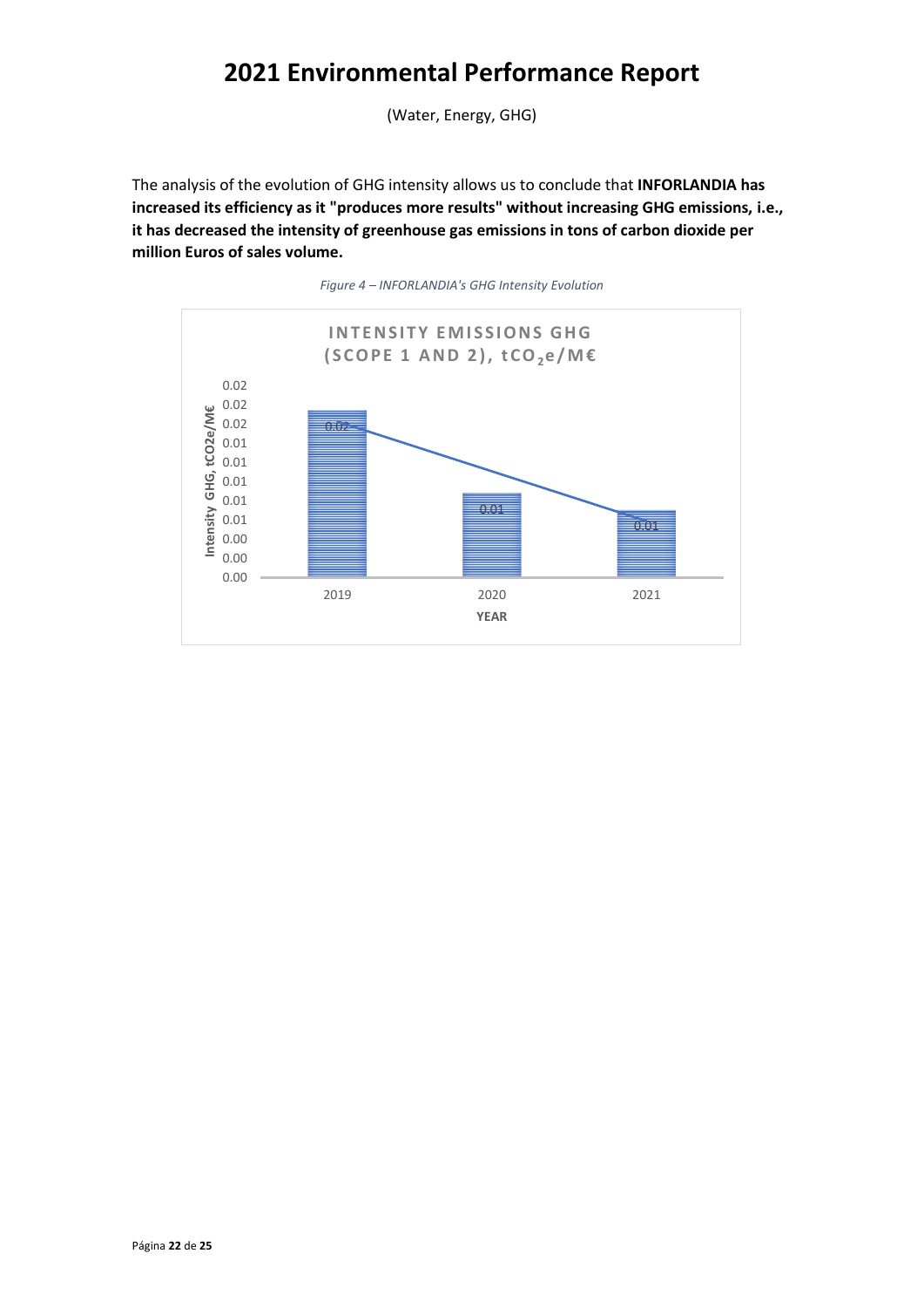# 2021 Environmental Performance Report

(Water, Energy, GHG)

The analysis of the evolution of GHG intensity allows us to conclude that **INFORLANDIA has increased its efficiency as it "produces more results" without increasing GHG emissions, i.e., it has decreased the intensity of greenhouse gas emissions in tons of carbon dioxide per million Euros of sales volume.**

*Figure 4 – INFORLANDIA's GHG Intensity Evolution*

INTENSITY EMISSIONS GHG (SCOPE 1 AND 2), $tCO_2e/M€$

Intensity GHG, tCO2e/M€

0.02
0.02
0.02
0.01
0.01
0.01
0.01
0.01
0.00
0.00
0.00

0.02
0.01
0.01

2019
2020
2021

YEAR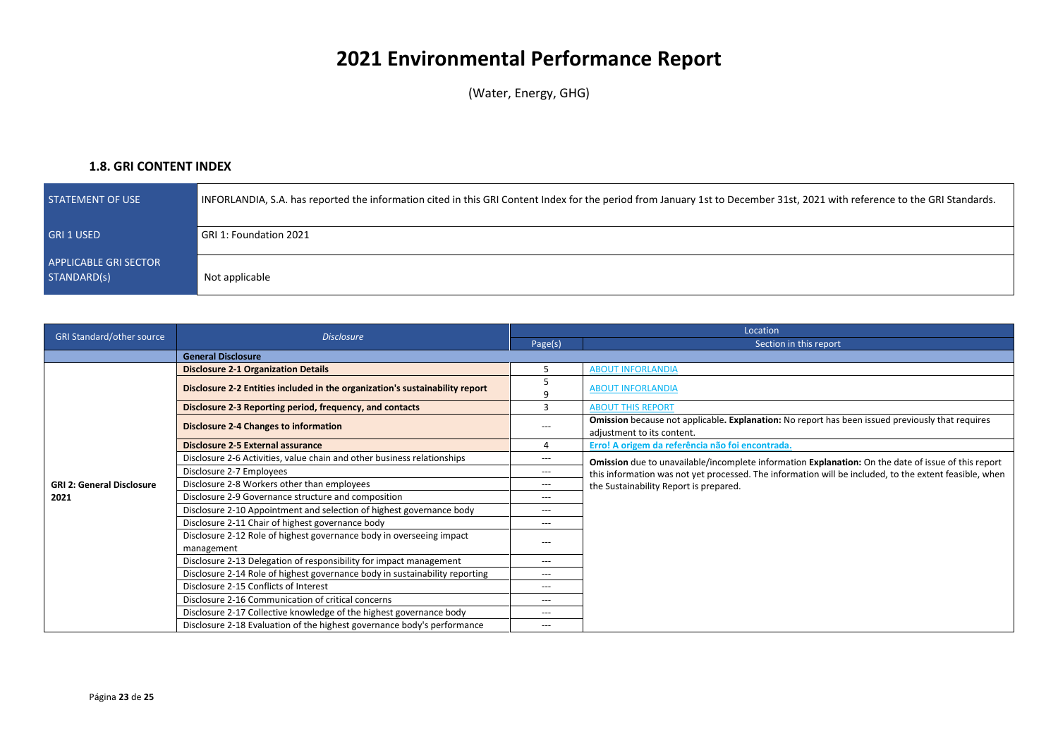# 2021 Environmental Performance Report

(Water, Energy, GHG)

## 1.8. GRI CONTENT INDEX

| | |
|---|---|
| STATEMENT OF USE | INFORLANDIA, S.A. has reported the information cited in this GRI Content Index for the period from January 1st to December 31st, 2021 with reference to the GRI Standards. |
| GRI 1 USED | GRI 1: Foundation 2021 |
| APPLICABLE GRI SECTOR STANDARD(s) | Not applicable |

| GRI Standard/other source | *Disclosure* | Location | |
|---|---|---|---|
| | | Page(s) | Section in this report |
| | **General Disclosure** | | |
| GRI 2: General Disclosure 2021 | **Disclosure 2-1 Organization Details** | 5 | ABOUT INFORLANDIA |
| | **Disclosure 2-2 Entities included in the organization's sustainability report** | 5<br>9 | ABOUT INFORLANDIA |
| | **Disclosure 2-3 Reporting period, frequency, and contacts** | 3 | ABOUT THIS REPORT |
| | **Disclosure 2-4 Changes to information** | --- | **Omission** because not applicable**. Explanation:** No report has been issued previously that requires adjustment to its content. |
| | **Disclosure 2-5 External assurance** | 4 | **Erro! A origem da referência não foi encontrada.** |
| | Disclosure 2-6 Activities, value chain and other business relationships | --- | **Omission** due to unavailable/incomplete information **Explanation:** On the date of issue of this report this information was not yet processed. The information will be included, to the extent feasible, when the Sustainability Report is prepared. |
| | Disclosure 2-7 Employees | --- | |
| | Disclosure 2-8 Workers other than employees | --- | |
| | Disclosure 2-9 Governance structure and composition | --- | |
| | Disclosure 2-10 Appointment and selection of highest governance body | --- | |
| | Disclosure 2-11 Chair of highest governance body | --- | |
| | Disclosure 2-12 Role of highest governance body in overseeing impact management | --- | |
| | Disclosure 2-13 Delegation of responsibility for impact management | --- | |
| | Disclosure 2-14 Role of highest governance body in sustainability reporting | --- | |
| | Disclosure 2-15 Conflicts of Interest | --- | |
| | Disclosure 2-16 Communication of critical concerns | --- | |
| | Disclosure 2-17 Collective knowledge of the highest governance body | --- | |
| | Disclosure 2-18 Evaluation of the highest governance body's performance | --- | |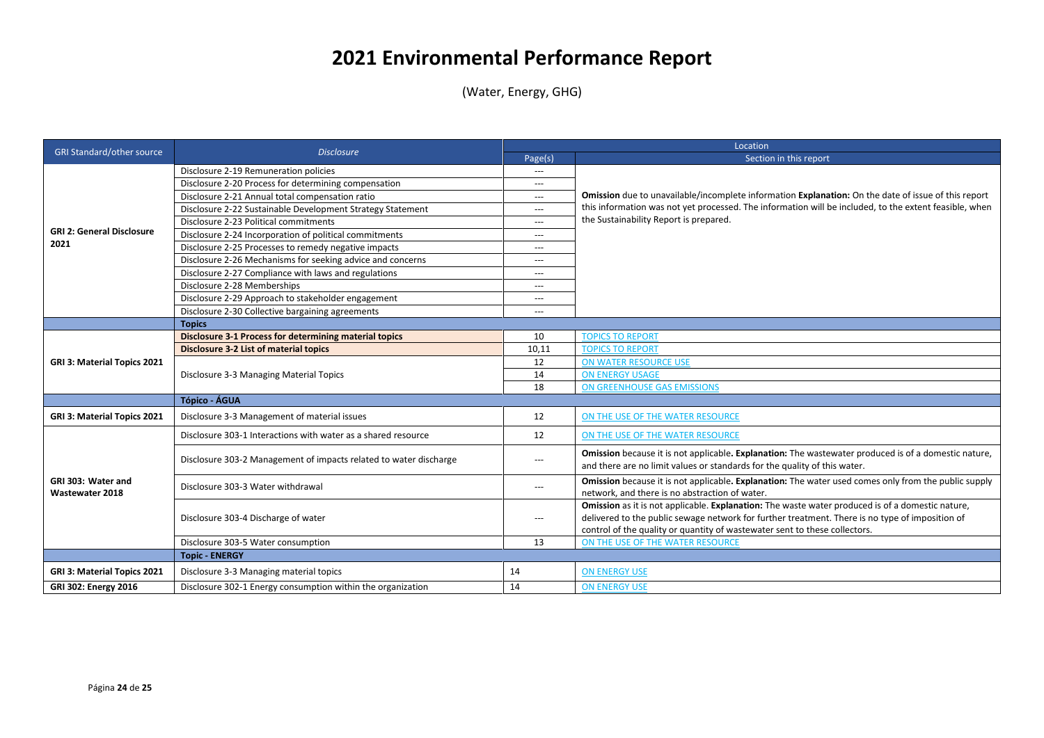# 2021 Environmental Performance Report

(Water, Energy, GHG)

| GRI Standard/other source | *Disclosure* | Location | |
|---|---|---|---|
| | | Page(s) | Section in this report |
| **GRI 2: General Disclosure 2021** | Disclosure 2-19 Remuneration policies | --- | **Omission** due to unavailable/incomplete information **Explanation:** On the date of issue of this report this information was not yet processed. The information will be included, to the extent feasible, when the Sustainability Report is prepared. |
| | Disclosure 2-20 Process for determining compensation | --- | |
| | Disclosure 2-21 Annual total compensation ratio | --- | |
| | Disclosure 2-22 Sustainable Development Strategy Statement | --- | |
| | Disclosure 2-23 Political commitments | --- | |
| | Disclosure 2-24 Incorporation of political commitments | --- | |
| | Disclosure 2-25 Processes to remedy negative impacts | --- | |
| | Disclosure 2-26 Mechanisms for seeking advice and concerns | --- | |
| | Disclosure 2-27 Compliance with laws and regulations | --- | |
| | Disclosure 2-28 Memberships | --- | |
| | Disclosure 2-29 Approach to stakeholder engagement | --- | |
| | Disclosure 2-30 Collective bargaining agreements | --- | |
| | **Topics** | | |
| **GRI 3: Material Topics 2021** | **Disclosure 3-1 Process for determining material topics** | 10 | TOPICS TO REPORT |
| | **Disclosure 3-2 List of material topics** | 10,11 | TOPICS TO REPORT |
| | Disclosure 3-3 Managing Material Topics | 12 | ON WATER RESOURCE USE |
| | | 14 | ON ENERGY USAGE |
| | | 18 | ON GREENHOUSE GAS EMISSIONS |
| | **Tópico - ÁGUA** | | |
| **GRI 3: Material Topics 2021** | Disclosure 3-3 Management of material issues | 12 | ON THE USE OF THE WATER RESOURCE |
| **GRI 303: Water and Wastewater 2018** | Disclosure 303-1 Interactions with water as a shared resource | 12 | ON THE USE OF THE WATER RESOURCE |
| | Disclosure 303-2 Management of impacts related to water discharge | --- | **Omission** because it is not applicable**. Explanation:** The wastewater produced is of a domestic nature, and there are no limit values or standards for the quality of this water. |
| | Disclosure 303-3 Water withdrawal | --- | **Omission** because it is not applicable**. Explanation:** The water used comes only from the public supply network, and there is no abstraction of water. |
| | Disclosure 303-4 Discharge of water | --- | **Omission** as it is not applicable. **Explanation:** The waste water produced is of a domestic nature, delivered to the public sewage network for further treatment. There is no type of imposition of control of the quality or quantity of wastewater sent to these collectors. |
| | Disclosure 303-5 Water consumption | 13 | ON THE USE OF THE WATER RESOURCE |
| | **Topic - ENERGY** | | |
| **GRI 3: Material Topics 2021** | Disclosure 3-3 Managing material topics | 14 | ON ENERGY USE |
| **GRI 302: Energy 2016** | Disclosure 302-1 Energy consumption within the organization | 14 | ON ENERGY USE |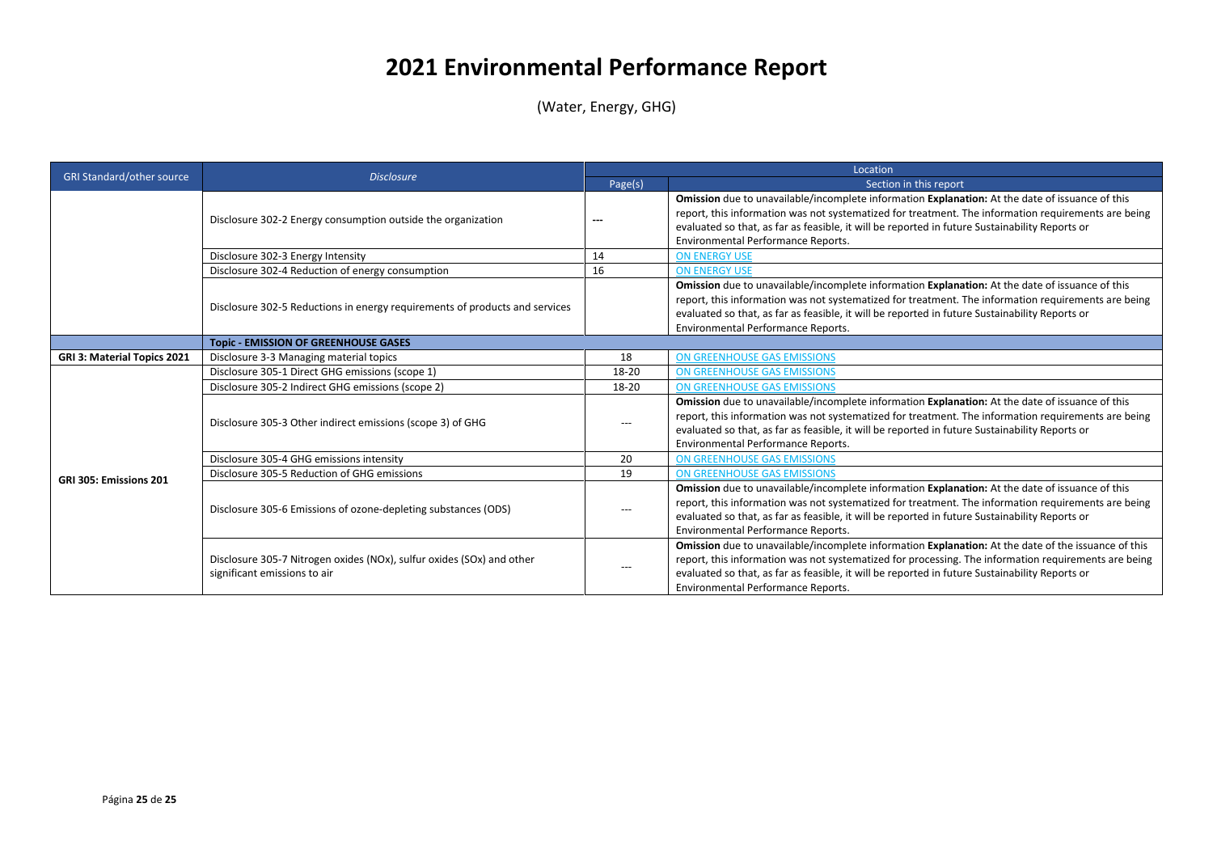# 2021 Environmental Performance Report

(Water, Energy, GHG)

| GRI Standard/other source | *Disclosure* | Location | |
|---|---|---|---|
| | | Page(s) | Section in this report |
| | Disclosure 302-2 Energy consumption outside the organization | --- | **Omission** due to unavailable/incomplete information **Explanation:** At the date of issuance of this report, this information was not systematized for treatment. The information requirements are being evaluated so that, as far as feasible, it will be reported in future Sustainability Reports or Environmental Performance Reports. |
| | Disclosure 302-3 Energy Intensity | 14 | ON ENERGY USE |
| | Disclosure 302-4 Reduction of energy consumption | 16 | ON ENERGY USE |
| | Disclosure 302-5 Reductions in energy requirements of products and services | | **Omission** due to unavailable/incomplete information **Explanation:** At the date of issuance of this report, this information was not systematized for treatment. The information requirements are being evaluated so that, as far as feasible, it will be reported in future Sustainability Reports or Environmental Performance Reports. |
| | **Topic - EMISSION OF GREENHOUSE GASES** | | |
| **GRI 3: Material Topics 2021** | Disclosure 3-3 Managing material topics | 18 | ON GREENHOUSE GAS EMISSIONS |
| **GRI 305: Emissions 201** | Disclosure 305-1 Direct GHG emissions (scope 1) | 18-20 | ON GREENHOUSE GAS EMISSIONS |
| | Disclosure 305-2 Indirect GHG emissions (scope 2) | 18-20 | ON GREENHOUSE GAS EMISSIONS |
| | Disclosure 305-3 Other indirect emissions (scope 3) of GHG | --- | **Omission** due to unavailable/incomplete information **Explanation:** At the date of issuance of this report, this information was not systematized for treatment. The information requirements are being evaluated so that, as far as feasible, it will be reported in future Sustainability Reports or Environmental Performance Reports. |
| | Disclosure 305-4 GHG emissions intensity | 20 | ON GREENHOUSE GAS EMISSIONS |
| | Disclosure 305-5 Reduction of GHG emissions | 19 | ON GREENHOUSE GAS EMISSIONS |
| | Disclosure 305-6 Emissions of ozone-depleting substances (ODS) | --- | **Omission** due to unavailable/incomplete information **Explanation:** At the date of issuance of this report, this information was not systematized for treatment. The information requirements are being evaluated so that, as far as feasible, it will be reported in future Sustainability Reports or Environmental Performance Reports. |
| | Disclosure 305-7 Nitrogen oxides (NOx), sulfur oxides (SOx) and other significant emissions to air | --- | **Omission** due to unavailable/incomplete information **Explanation:** At the date of the issuance of this report, this information was not systematized for processing. The information requirements are being evaluated so that, as far as feasible, it will be reported in future Sustainability Reports or Environmental Performance Reports. |